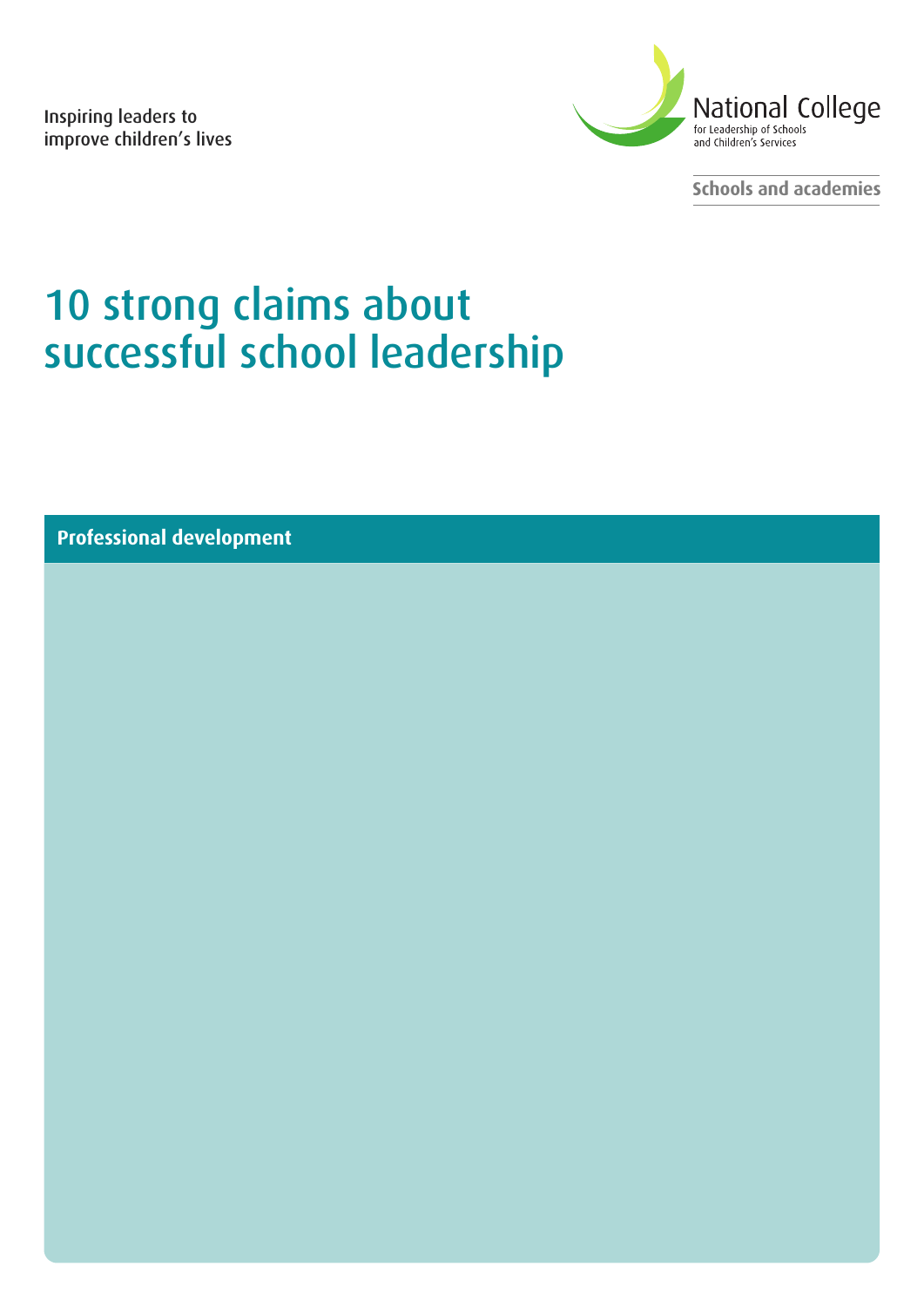Inspiring leaders to improve children's lives

National College for Leadership of Schools and Children's Services

Schools and academies

# 10 strong claims about successful school leadership

**Professional development**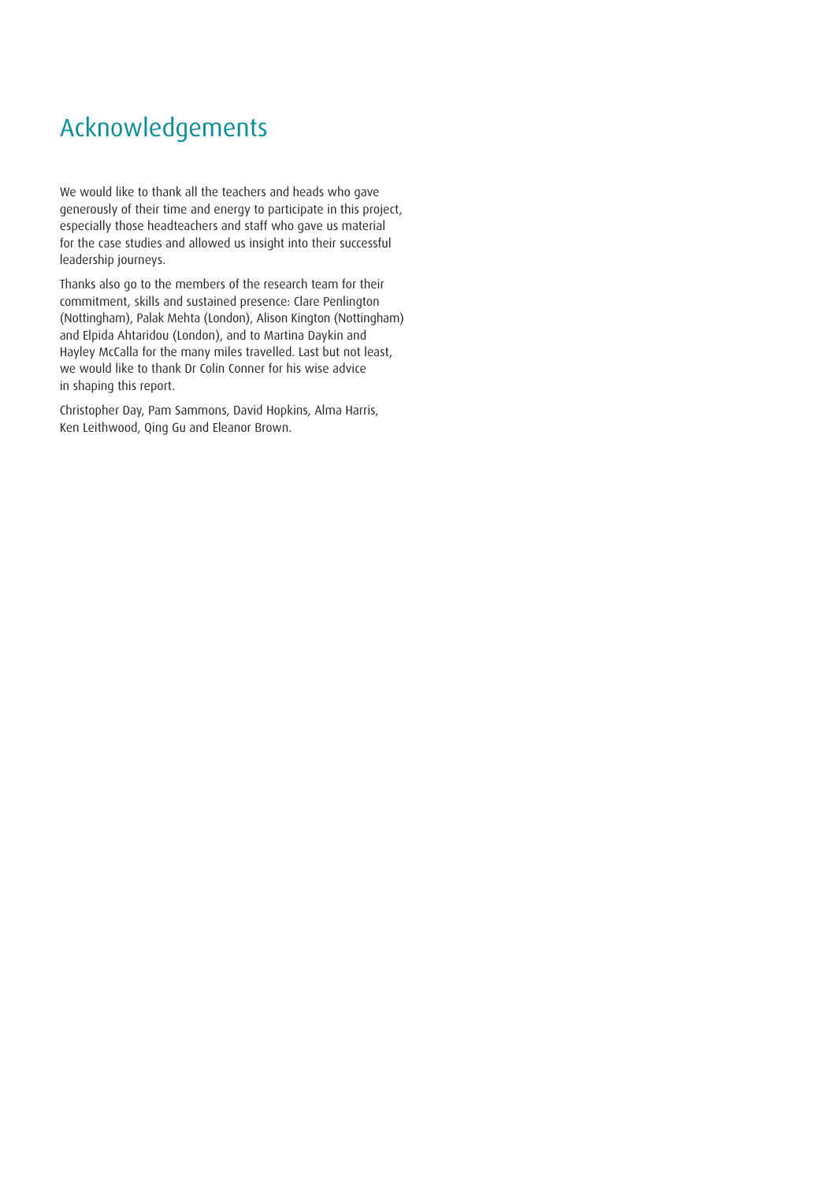# Acknowledgements

We would like to thank all the teachers and heads who gave generously of their time and energy to participate in this project, especially those headteachers and staff who gave us material for the case studies and allowed us insight into their successful leadership journeys.

Thanks also go to the members of the research team for their commitment, skills and sustained presence: Clare Penlington (Nottingham), Palak Mehta (London), Alison Kington (Nottingham) and Elpida Ahtaridou (London), and to Martina Daykin and Hayley McCalla for the many miles travelled. Last but not least, we would like to thank Dr Colin Conner for his wise advice in shaping this report.

Christopher Day, Pam Sammons, David Hopkins, Alma Harris, Ken Leithwood, Qing Gu and Eleanor Brown.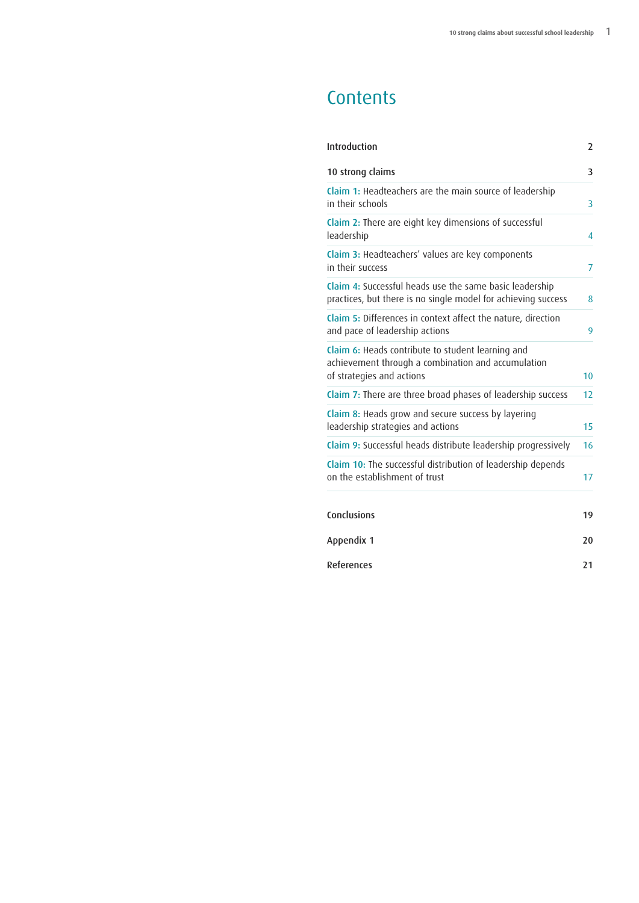# Contents

| | |
|---|---|
| **Introduction** | **2** |
| **10 strong claims** | **3** |
| Claim 1: Headteachers are the main source of leadership in their schools | 3 |
| Claim 2: There are eight key dimensions of successful leadership | 4 |
| Claim 3: Headteachers' values are key components in their success | 7 |
| Claim 4: Successful heads use the same basic leadership practices, but there is no single model for achieving success | 8 |
| Claim 5: Differences in context affect the nature, direction and pace of leadership actions | 9 |
| Claim 6: Heads contribute to student learning and achievement through a combination and accumulation of strategies and actions | 10 |
| Claim 7: There are three broad phases of leadership success | 12 |
| Claim 8: Heads grow and secure success by layering leadership strategies and actions | 15 |
| Claim 9: Successful heads distribute leadership progressively | 16 |
| Claim 10: The successful distribution of leadership depends on the establishment of trust | 17 |
| **Conclusions** | **19** |
| **Appendix 1** | **20** |
| **References** | **21** |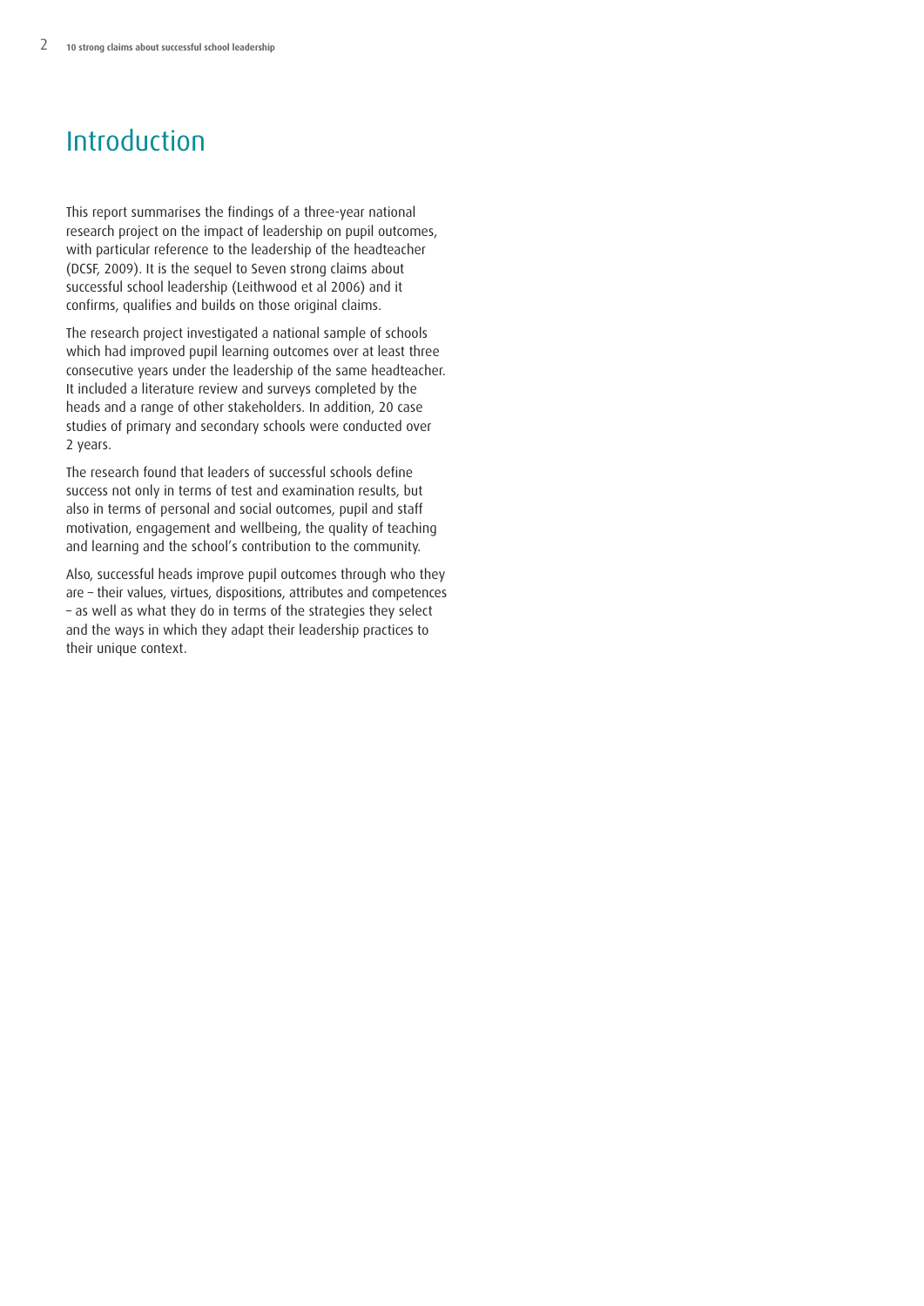# Introduction

This report summarises the findings of a three-year national research project on the impact of leadership on pupil outcomes, with particular reference to the leadership of the headteacher (DCSF, 2009). It is the sequel to Seven strong claims about successful school leadership (Leithwood et al 2006) and it confirms, qualifies and builds on those original claims.

The research project investigated a national sample of schools which had improved pupil learning outcomes over at least three consecutive years under the leadership of the same headteacher. It included a literature review and surveys completed by the heads and a range of other stakeholders. In addition, 20 case studies of primary and secondary schools were conducted over 2 years.

The research found that leaders of successful schools define success not only in terms of test and examination results, but also in terms of personal and social outcomes, pupil and staff motivation, engagement and wellbeing, the quality of teaching and learning and the school's contribution to the community.

Also, successful heads improve pupil outcomes through who they are – their values, virtues, dispositions, attributes and competences – as well as what they do in terms of the strategies they select and the ways in which they adapt their leadership practices to their unique context.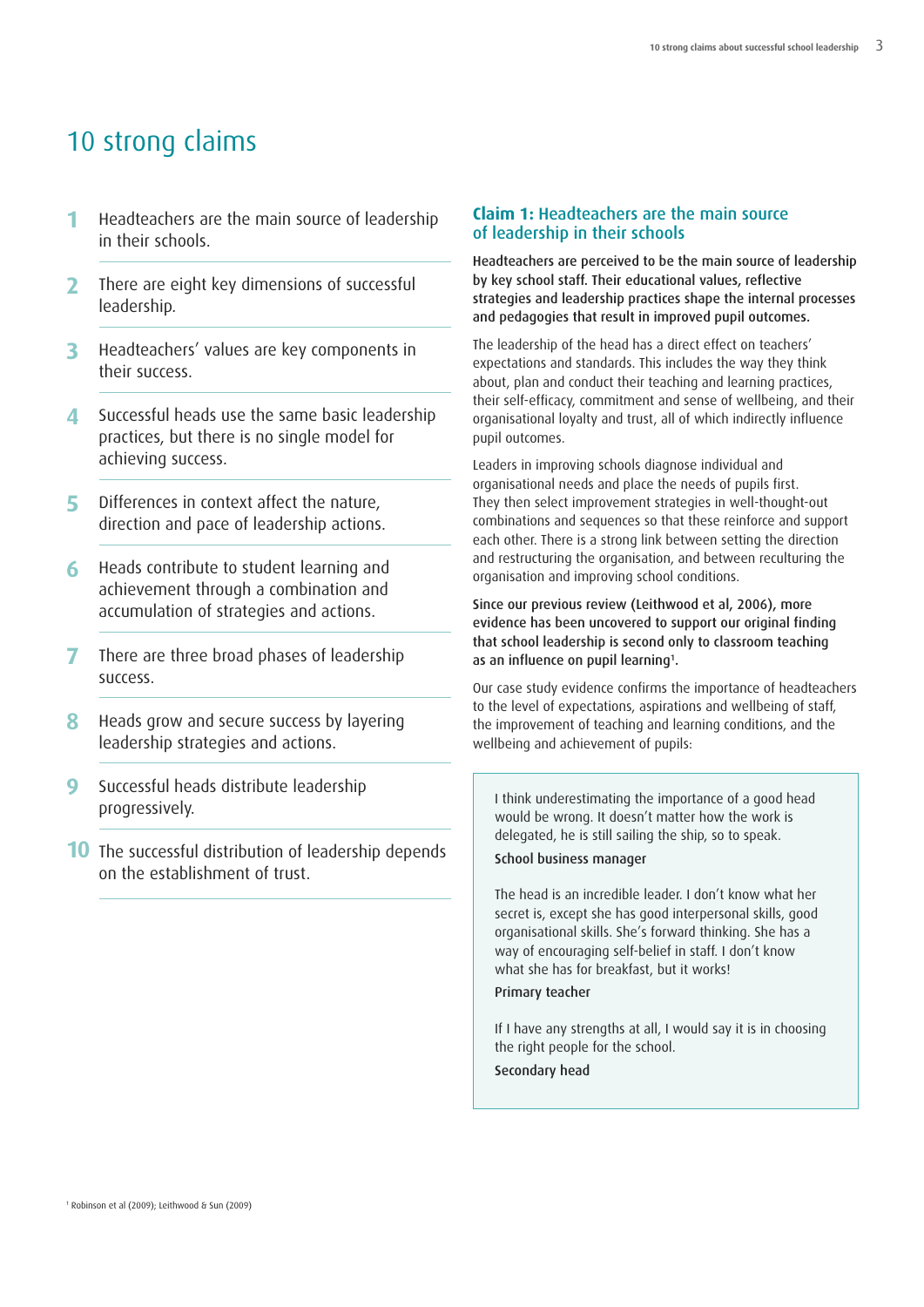# 10 strong claims

1. Headteachers are the main source of leadership in their schools.
2. There are eight key dimensions of successful leadership.
3. Headteachers' values are key components in their success.
4. Successful heads use the same basic leadership practices, but there is no single model for achieving success.
5. Differences in context affect the nature, direction and pace of leadership actions.
6. Heads contribute to student learning and achievement through a combination and accumulation of strategies and actions.
7. There are three broad phases of leadership success.
8. Heads grow and secure success by layering leadership strategies and actions.
9. Successful heads distribute leadership progressively.
10. The successful distribution of leadership depends on the establishment of trust.

## Claim 1: Headteachers are the main source of leadership in their schools

**Headteachers are perceived to be the main source of leadership by key school staff. Their educational values, reflective strategies and leadership practices shape the internal processes and pedagogies that result in improved pupil outcomes.**

The leadership of the head has a direct effect on teachers' expectations and standards. This includes the way they think about, plan and conduct their teaching and learning practices, their self-efficacy, commitment and sense of wellbeing, and their organisational loyalty and trust, all of which indirectly influence pupil outcomes.

Leaders in improving schools diagnose individual and organisational needs and place the needs of pupils first. They then select improvement strategies in well-thought-out combinations and sequences so that these reinforce and support each other. There is a strong link between setting the direction and restructuring the organisation, and between reculturing the organisation and improving school conditions.

**Since our previous review (Leithwood et al, 2006), more evidence has been uncovered to support our original finding that school leadership is second only to classroom teaching as an influence on pupil learning[1].**

Our case study evidence confirms the importance of headteachers to the level of expectations, aspirations and wellbeing of staff, the improvement of teaching and learning conditions, and the wellbeing and achievement of pupils:

> I think underestimating the importance of a good head would be wrong. It doesn't matter how the work is delegated, he is still sailing the ship, so to speak.
>
> **School business manager**
>
> The head is an incredible leader. I don't know what her secret is, except she has good interpersonal skills, good organisational skills. She's forward thinking. She has a way of encouraging self-belief in staff. I don't know what she has for breakfast, but it works!
>
> **Primary teacher**
>
> If I have any strengths at all, I would say it is in choosing the right people for the school.
>
> **Secondary head**

[1] Robinson et al (2009); Leithwood & Sun (2009)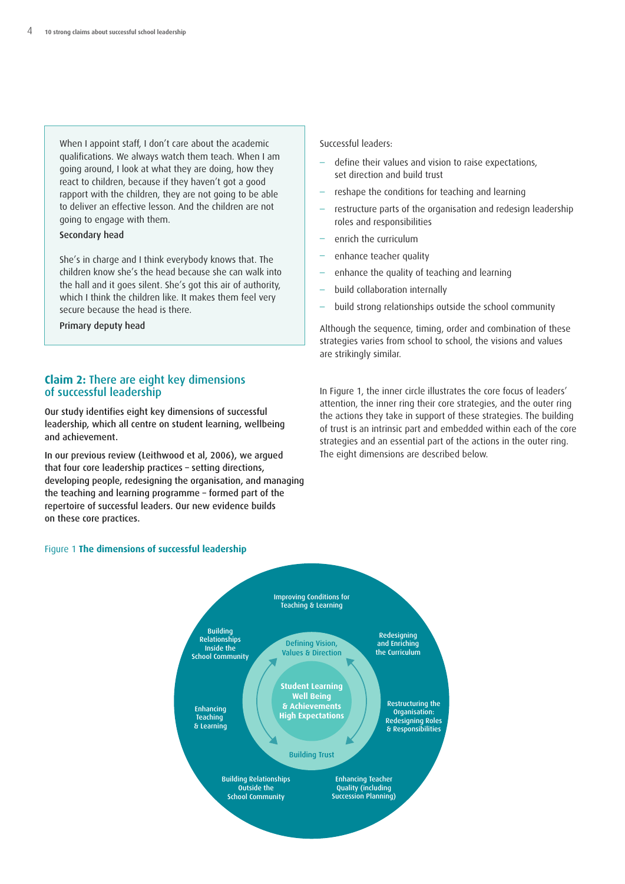> When I appoint staff, I don't care about the academic qualifications. We always watch them teach. When I am going around, I look at what they are doing, how they react to children, because if they haven't got a good rapport with the children, they are not going to be able to deliver an effective lesson. And the children are not going to engage with them.
>
> Secondary head
>
> She's in charge and I think everybody knows that. The children know she's the head because she can walk into the hall and it goes silent. She's got this air of authority, which I think the children like. It makes them feel very secure because the head is there.
>
> Primary deputy head

## Claim 2: There are eight key dimensions of successful leadership

**Our study identifies eight key dimensions of successful leadership, which all centre on student learning, wellbeing and achievement.**

**In our previous review (Leithwood et al, 2006), we argued that four core leadership practices – setting directions, developing people, redesigning the organisation, and managing the teaching and learning programme – formed part of the repertoire of successful leaders. Our new evidence builds on these core practices.**

Successful leaders:

- define their values and vision to raise expectations, set direction and build trust
- reshape the conditions for teaching and learning
- restructure parts of the organisation and redesign leadership roles and responsibilities
- enrich the curriculum
- enhance teacher quality
- enhance the quality of teaching and learning
- build collaboration internally
- build strong relationships outside the school community

Although the sequence, timing, order and combination of these strategies varies from school to school, the visions and values are strikingly similar.

In Figure 1, the inner circle illustrates the core focus of leaders' attention, the inner ring their core strategies, and the outer ring the actions they take in support of these strategies. The building of trust is an intrinsic part and embedded within each of the core strategies and an essential part of the actions in the outer ring. The eight dimensions are described below.

Figure 1 **The dimensions of successful leadership**

Inner circle: Student Learning Well Being & Achievements High Expectations

Inner ring: Defining Vision, Values & Direction; Building Trust

Outer ring: Improving Conditions for Teaching & Learning; Redesigning and Enriching the Curriculum; Restructuring the Organisation: Redesigning Roles & Responsibilities; Enhancing Teacher Quality (including Succession Planning); Building Relationships Outside the School Community; Enhancing Teaching & Learning; Building Relationships Inside the School Community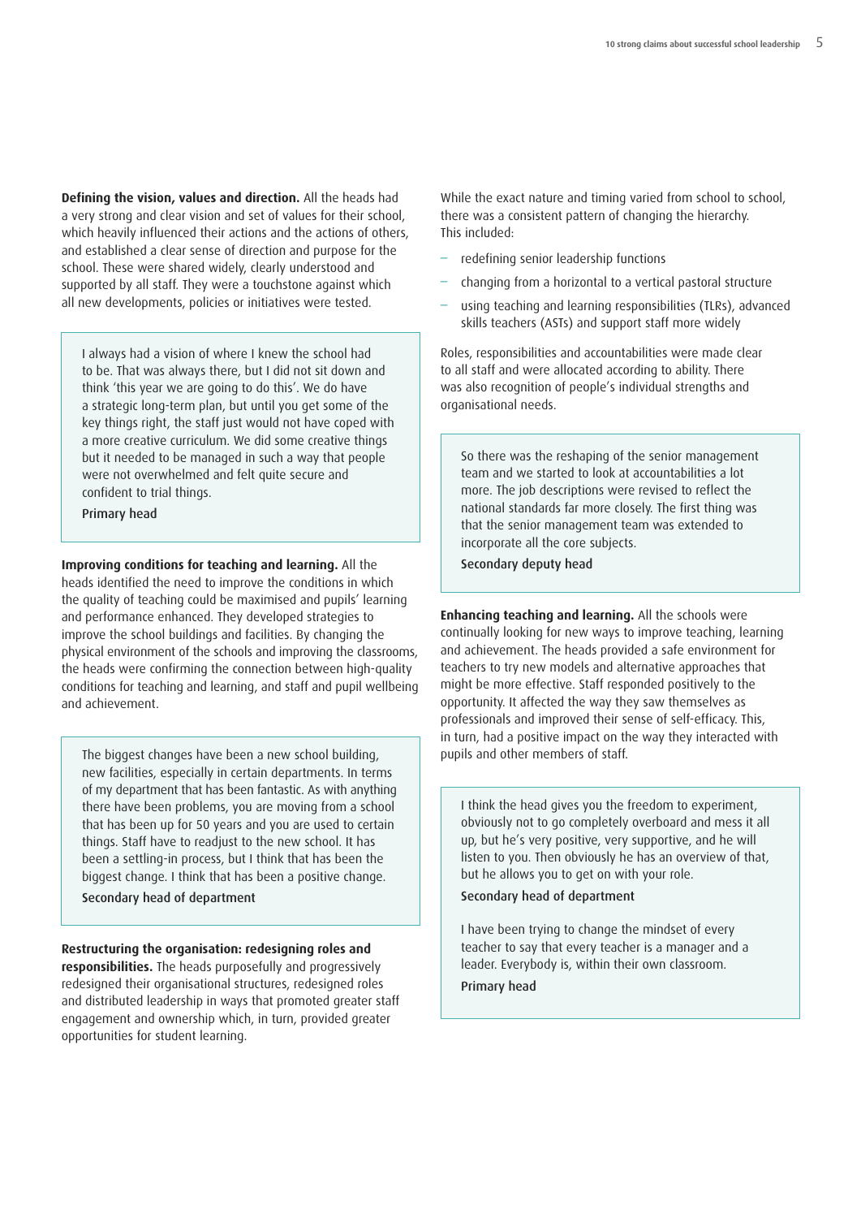**Defining the vision, values and direction.** All the heads had a very strong and clear vision and set of values for their school, which heavily influenced their actions and the actions of others, and established a clear sense of direction and purpose for the school. These were shared widely, clearly understood and supported by all staff. They were a touchstone against which all new developments, policies or initiatives were tested.

> I always had a vision of where I knew the school had to be. That was always there, but I did not sit down and think 'this year we are going to do this'. We do have a strategic long-term plan, but until you get some of the key things right, the staff just would not have coped with a more creative curriculum. We did some creative things but it needed to be managed in such a way that people were not overwhelmed and felt quite secure and confident to trial things.
>
> Primary head

**Improving conditions for teaching and learning.** All the heads identified the need to improve the conditions in which the quality of teaching could be maximised and pupils' learning and performance enhanced. They developed strategies to improve the school buildings and facilities. By changing the physical environment of the schools and improving the classrooms, the heads were confirming the connection between high-quality conditions for teaching and learning, and staff and pupil wellbeing and achievement.

> The biggest changes have been a new school building, new facilities, especially in certain departments. In terms of my department that has been fantastic. As with anything there have been problems, you are moving from a school that has been up for 50 years and you are used to certain things. Staff have to readjust to the new school. It has been a settling-in process, but I think that has been the biggest change. I think that has been a positive change.
>
> Secondary head of department

**Restructuring the organisation: redesigning roles and responsibilities.** The heads purposefully and progressively redesigned their organisational structures, redesigned roles and distributed leadership in ways that promoted greater staff engagement and ownership which, in turn, provided greater opportunities for student learning.

While the exact nature and timing varied from school to school, there was a consistent pattern of changing the hierarchy. This included:

- redefining senior leadership functions
- changing from a horizontal to a vertical pastoral structure
- using teaching and learning responsibilities (TLRs), advanced skills teachers (ASTs) and support staff more widely

Roles, responsibilities and accountabilities were made clear to all staff and were allocated according to ability. There was also recognition of people's individual strengths and organisational needs.

> So there was the reshaping of the senior management team and we started to look at accountabilities a lot more. The job descriptions were revised to reflect the national standards far more closely. The first thing was that the senior management team was extended to incorporate all the core subjects.
>
> Secondary deputy head

**Enhancing teaching and learning.** All the schools were continually looking for new ways to improve teaching, learning and achievement. The heads provided a safe environment for teachers to try new models and alternative approaches that might be more effective. Staff responded positively to the opportunity. It affected the way they saw themselves as professionals and improved their sense of self-efficacy. This, in turn, had a positive impact on the way they interacted with pupils and other members of staff.

> I think the head gives you the freedom to experiment, obviously not to go completely overboard and mess it all up, but he's very positive, very supportive, and he will listen to you. Then obviously he has an overview of that, but he allows you to get on with your role.
>
> Secondary head of department
>
> I have been trying to change the mindset of every teacher to say that every teacher is a manager and a leader. Everybody is, within their own classroom.
>
> Primary head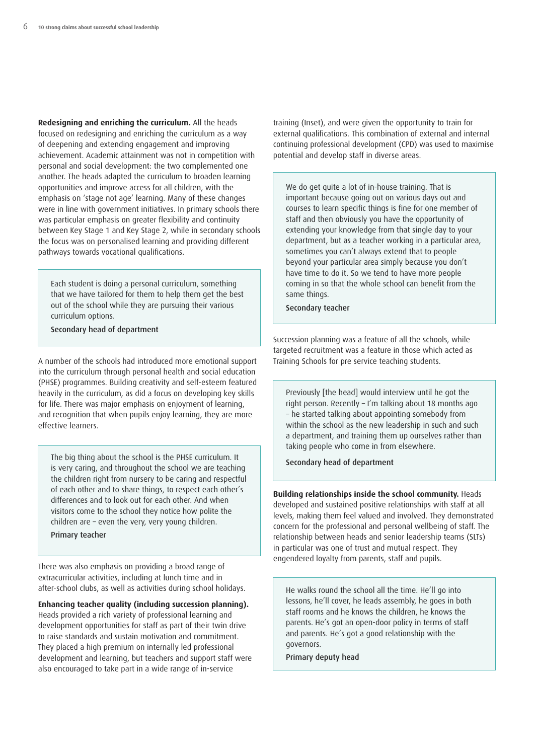**Redesigning and enriching the curriculum.** All the heads focused on redesigning and enriching the curriculum as a way of deepening and extending engagement and improving achievement. Academic attainment was not in competition with personal and social development: the two complemented one another. The heads adapted the curriculum to broaden learning opportunities and improve access for all children, with the emphasis on 'stage not age' learning. Many of these changes were in line with government initiatives. In primary schools there was particular emphasis on greater flexibility and continuity between Key Stage 1 and Key Stage 2, while in secondary schools the focus was on personalised learning and providing different pathways towards vocational qualifications.

> Each student is doing a personal curriculum, something that we have tailored for them to help them get the best out of the school while they are pursuing their various curriculum options.
>
> Secondary head of department

A number of the schools had introduced more emotional support into the curriculum through personal health and social education (PHSE) programmes. Building creativity and self-esteem featured heavily in the curriculum, as did a focus on developing key skills for life. There was major emphasis on enjoyment of learning, and recognition that when pupils enjoy learning, they are more effective learners.

> The big thing about the school is the PHSE curriculum. It is very caring, and throughout the school we are teaching the children right from nursery to be caring and respectful of each other and to share things, to respect each other's differences and to look out for each other. And when visitors come to the school they notice how polite the children are – even the very, very young children.
>
> Primary teacher

There was also emphasis on providing a broad range of extracurricular activities, including at lunch time and in after-school clubs, as well as activities during school holidays.

**Enhancing teacher quality (including succession planning).** Heads provided a rich variety of professional learning and development opportunities for staff as part of their twin drive to raise standards and sustain motivation and commitment. They placed a high premium on internally led professional development and learning, but teachers and support staff were also encouraged to take part in a wide range of in-service training (Inset), and were given the opportunity to train for external qualifications. This combination of external and internal continuing professional development (CPD) was used to maximise potential and develop staff in diverse areas.

> We do get quite a lot of in-house training. That is important because going out on various days out and courses to learn specific things is fine for one member of staff and then obviously you have the opportunity of extending your knowledge from that single day to your department, but as a teacher working in a particular area, sometimes you can't always extend that to people beyond your particular area simply because you don't have time to do it. So we tend to have more people coming in so that the whole school can benefit from the same things.
>
> Secondary teacher

Succession planning was a feature of all the schools, while targeted recruitment was a feature in those which acted as Training Schools for pre service teaching students.

> Previously [the head] would interview until he got the right person. Recently – I'm talking about 18 months ago – he started talking about appointing somebody from within the school as the new leadership in such and such a department, and training them up ourselves rather than taking people who come in from elsewhere.
>
> Secondary head of department

**Building relationships inside the school community.** Heads developed and sustained positive relationships with staff at all levels, making them feel valued and involved. They demonstrated concern for the professional and personal wellbeing of staff. The relationship between heads and senior leadership teams (SLTs) in particular was one of trust and mutual respect. They engendered loyalty from parents, staff and pupils.

> He walks round the school all the time. He'll go into lessons, he'll cover, he leads assembly, he goes in both staff rooms and he knows the children, he knows the parents. He's got an open-door policy in terms of staff and parents. He's got a good relationship with the governors.
>
> Primary deputy head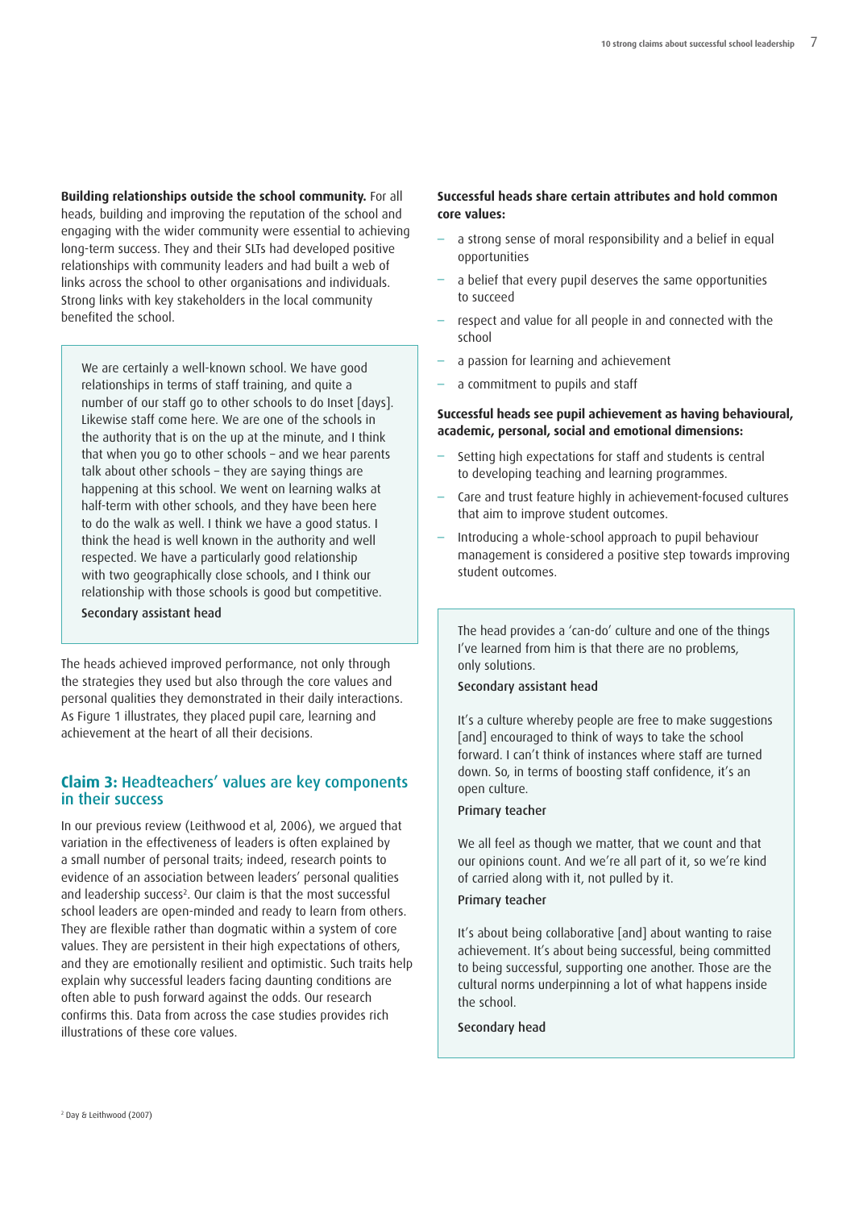**Building relationships outside the school community.** For all heads, building and improving the reputation of the school and engaging with the wider community were essential to achieving long-term success. They and their SLTs had developed positive relationships with community leaders and had built a web of links across the school to other organisations and individuals. Strong links with key stakeholders in the local community benefited the school.

> We are certainly a well-known school. We have good relationships in terms of staff training, and quite a number of our staff go to other schools to do Inset [days]. Likewise staff come here. We are one of the schools in the authority that is on the up at the minute, and I think that when you go to other schools – and we hear parents talk about other schools – they are saying things are happening at this school. We went on learning walks at half-term with other schools, and they have been here to do the walk as well. I think we have a good status. I think the head is well known in the authority and well respected. We have a particularly good relationship with two geographically close schools, and I think our relationship with those schools is good but competitive.
>
> Secondary assistant head

The heads achieved improved performance, not only through the strategies they used but also through the core values and personal qualities they demonstrated in their daily interactions. As Figure 1 illustrates, they placed pupil care, learning and achievement at the heart of all their decisions.

## Claim 3: Headteachers' values are key components in their success

In our previous review (Leithwood et al, 2006), we argued that variation in the effectiveness of leaders is often explained by a small number of personal traits; indeed, research points to evidence of an association between leaders' personal qualities and leadership success[2]. Our claim is that the most successful school leaders are open-minded and ready to learn from others. They are flexible rather than dogmatic within a system of core values. They are persistent in their high expectations of others, and they are emotionally resilient and optimistic. Such traits help explain why successful leaders facing daunting conditions are often able to push forward against the odds. Our research confirms this. Data from across the case studies provides rich illustrations of these core values.

**Successful heads share certain attributes and hold common core values:**

- a strong sense of moral responsibility and a belief in equal opportunities
- a belief that every pupil deserves the same opportunities to succeed
- respect and value for all people in and connected with the school
- a passion for learning and achievement
- a commitment to pupils and staff

**Successful heads see pupil achievement as having behavioural, academic, personal, social and emotional dimensions:**

- Setting high expectations for staff and students is central to developing teaching and learning programmes.
- Care and trust feature highly in achievement-focused cultures that aim to improve student outcomes.
- Introducing a whole-school approach to pupil behaviour management is considered a positive step towards improving student outcomes.

> The head provides a 'can-do' culture and one of the things I've learned from him is that there are no problems, only solutions.
>
> Secondary assistant head
>
> It's a culture whereby people are free to make suggestions [and] encouraged to think of ways to take the school forward. I can't think of instances where staff are turned down. So, in terms of boosting staff confidence, it's an open culture.
>
> Primary teacher
>
> We all feel as though we matter, that we count and that our opinions count. And we're all part of it, so we're kind of carried along with it, not pulled by it.
>
> Primary teacher
>
> It's about being collaborative [and] about wanting to raise achievement. It's about being successful, being committed to being successful, supporting one another. Those are the cultural norms underpinning a lot of what happens inside the school.
>
> Secondary head

[2] Day & Leithwood (2007)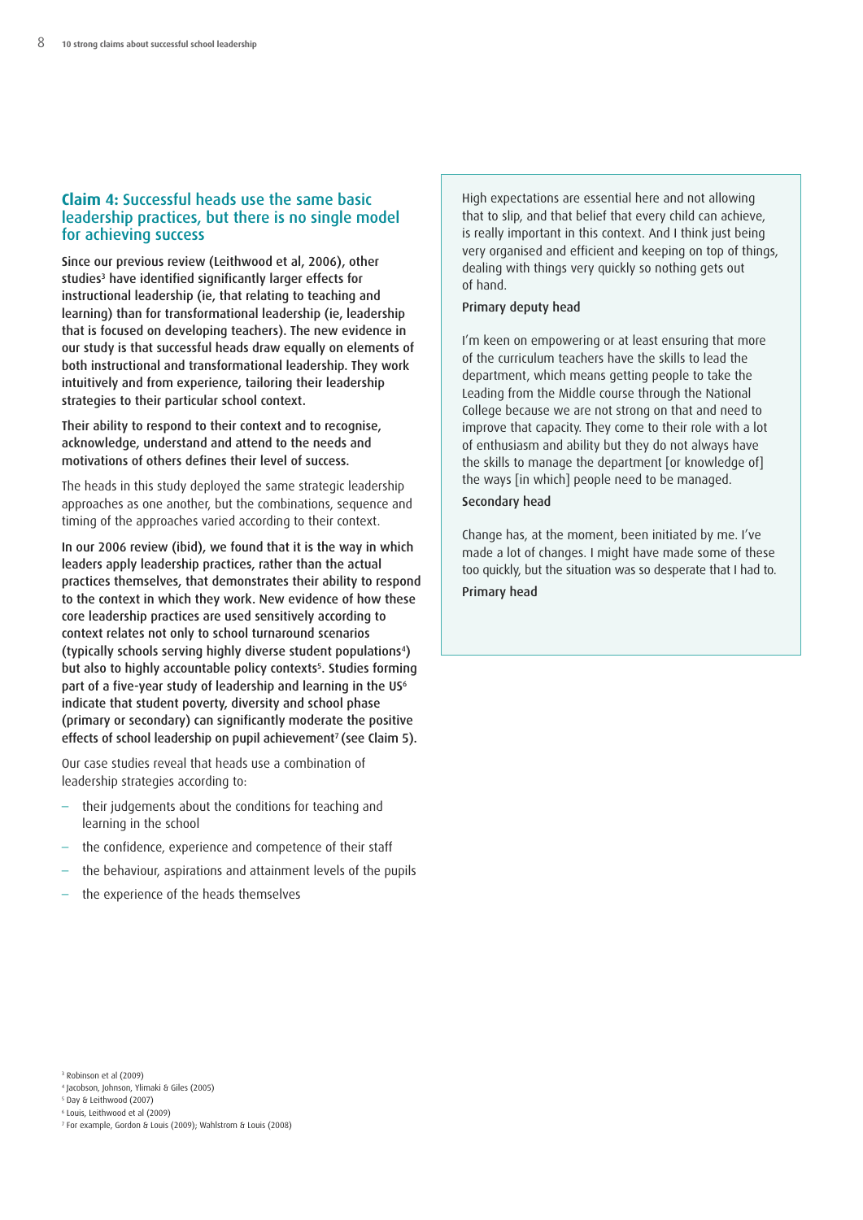## **Claim 4:** Successful heads use the same basic leadership practices, but there is no single model for achieving success

**Since our previous review (Leithwood et al, 2006), other studies[3] have identified significantly larger effects for instructional leadership (ie, that relating to teaching and learning) than for transformational leadership (ie, leadership that is focused on developing teachers). The new evidence in our study is that successful heads draw equally on elements of both instructional and transformational leadership. They work intuitively and from experience, tailoring their leadership strategies to their particular school context.**

**Their ability to respond to their context and to recognise, acknowledge, understand and attend to the needs and motivations of others defines their level of success.**

The heads in this study deployed the same strategic leadership approaches as one another, but the combinations, sequence and timing of the approaches varied according to their context.

**In our 2006 review (ibid), we found that it is the way in which leaders apply leadership practices, rather than the actual practices themselves, that demonstrates their ability to respond to the context in which they work. New evidence of how these core leadership practices are used sensitively according to context relates not only to school turnaround scenarios (typically schools serving highly diverse student populations[4]) but also to highly accountable policy contexts[5]. Studies forming part of a five-year study of leadership and learning in the US[6] indicate that student poverty, diversity and school phase (primary or secondary) can significantly moderate the positive effects of school leadership on pupil achievement[7] (see Claim 5).**

Our case studies reveal that heads use a combination of leadership strategies according to:

- their judgements about the conditions for teaching and learning in the school
- the confidence, experience and competence of their staff
- the behaviour, aspirations and attainment levels of the pupils
- the experience of the heads themselves

> High expectations are essential here and not allowing that to slip, and that belief that every child can achieve, is really important in this context. And I think just being very organised and efficient and keeping on top of things, dealing with things very quickly so nothing gets out of hand.
>
> Primary deputy head

> I'm keen on empowering or at least ensuring that more of the curriculum teachers have the skills to lead the department, which means getting people to take the Leading from the Middle course through the National College because we are not strong on that and need to improve that capacity. They come to their role with a lot of enthusiasm and ability but they do not always have the skills to manage the department [or knowledge of] the ways [in which] people need to be managed.
>
> Secondary head

> Change has, at the moment, been initiated by me. I've made a lot of changes. I might have made some of these too quickly, but the situation was so desperate that I had to.
>
> Primary head

[3] Robinson et al (2009)
[4] Jacobson, Johnson, Ylimaki & Giles (2005)
[5] Day & Leithwood (2007)
[6] Louis, Leithwood et al (2009)
[7] For example, Gordon & Louis (2009); Wahlstrom & Louis (2008)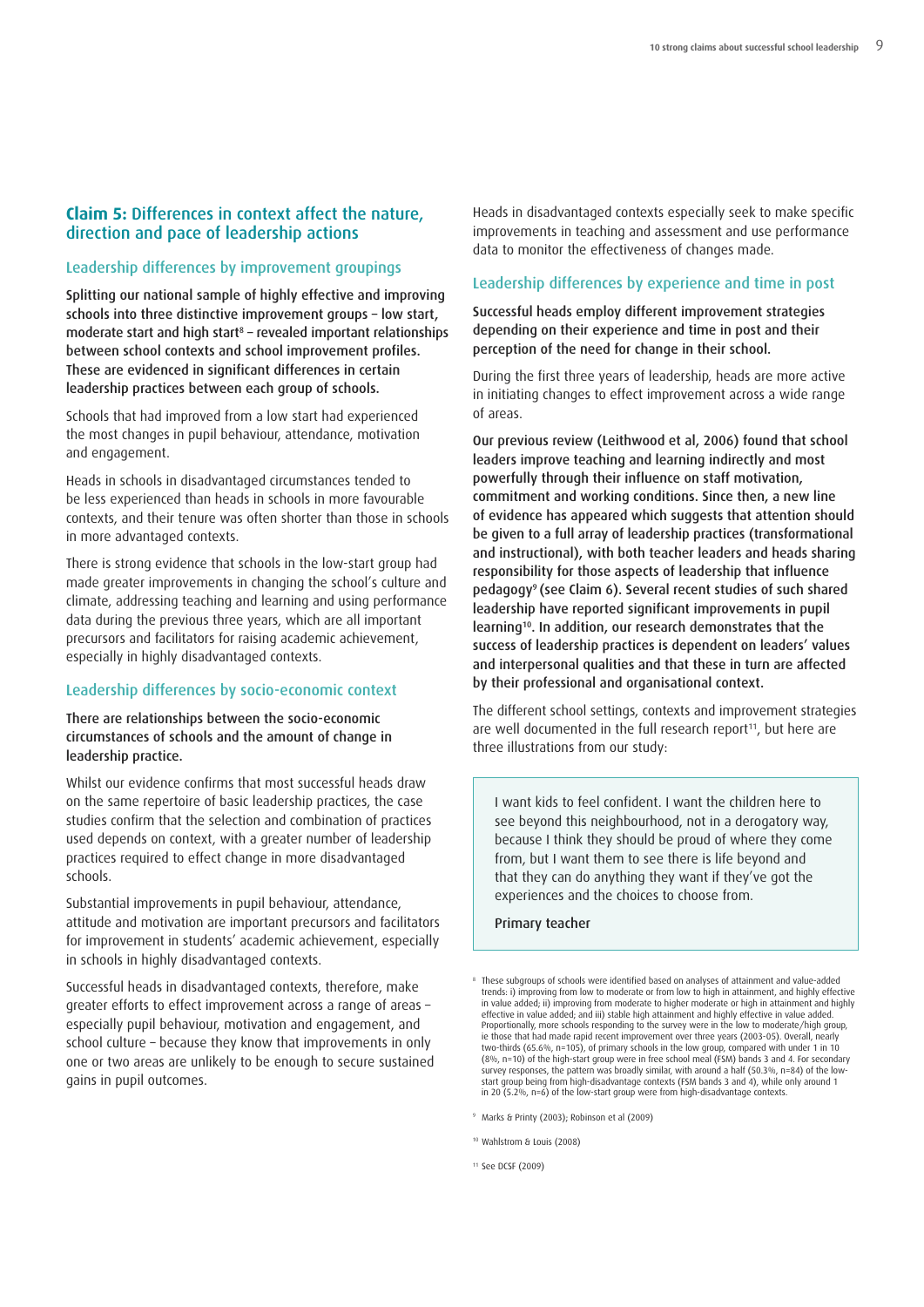## **Claim 5:** Differences in context affect the nature, direction and pace of leadership actions

### Leadership differences by improvement groupings

**Splitting our national sample of highly effective and improving schools into three distinctive improvement groups – low start, moderate start and high start[8] – revealed important relationships between school contexts and school improvement profiles. These are evidenced in significant differences in certain leadership practices between each group of schools.**

Schools that had improved from a low start had experienced the most changes in pupil behaviour, attendance, motivation and engagement.

Heads in schools in disadvantaged circumstances tended to be less experienced than heads in schools in more favourable contexts, and their tenure was often shorter than those in schools in more advantaged contexts.

There is strong evidence that schools in the low-start group had made greater improvements in changing the school's culture and climate, addressing teaching and learning and using performance data during the previous three years, which are all important precursors and facilitators for raising academic achievement, especially in highly disadvantaged contexts.

### Leadership differences by socio-economic context

**There are relationships between the socio-economic circumstances of schools and the amount of change in leadership practice.**

Whilst our evidence confirms that most successful heads draw on the same repertoire of basic leadership practices, the case studies confirm that the selection and combination of practices used depends on context, with a greater number of leadership practices required to effect change in more disadvantaged schools.

Substantial improvements in pupil behaviour, attendance, attitude and motivation are important precursors and facilitators for improvement in students' academic achievement, especially in schools in highly disadvantaged contexts.

Successful heads in disadvantaged contexts, therefore, make greater efforts to effect improvement across a range of areas – especially pupil behaviour, motivation and engagement, and school culture – because they know that improvements in only one or two areas are unlikely to be enough to secure sustained gains in pupil outcomes.

Heads in disadvantaged contexts especially seek to make specific improvements in teaching and assessment and use performance data to monitor the effectiveness of changes made.

### Leadership differences by experience and time in post

**Successful heads employ different improvement strategies depending on their experience and time in post and their perception of the need for change in their school.**

During the first three years of leadership, heads are more active in initiating changes to effect improvement across a wide range of areas.

**Our previous review (Leithwood et al, 2006) found that school leaders improve teaching and learning indirectly and most powerfully through their influence on staff motivation, commitment and working conditions. Since then, a new line of evidence has appeared which suggests that attention should be given to a full array of leadership practices (transformational and instructional), with both teacher leaders and heads sharing responsibility for those aspects of leadership that influence pedagogy[9] (see Claim 6). Several recent studies of such shared leadership have reported significant improvements in pupil learning[10]. In addition, our research demonstrates that the success of leadership practices is dependent on leaders' values and interpersonal qualities and that these in turn are affected by their professional and organisational context.**

The different school settings, contexts and improvement strategies are well documented in the full research report[11], but here are three illustrations from our study:

> I want kids to feel confident. I want the children here to see beyond this neighbourhood, not in a derogatory way, because I think they should be proud of where they come from, but I want them to see there is life beyond and that they can do anything they want if they've got the experiences and the choices to choose from.
>
> **Primary teacher**

---

[8] These subgroups of schools were identified based on analyses of attainment and value-added trends: i) improving from low to moderate or from low to high in attainment, and highly effective in value added; ii) improving from moderate to higher moderate or high in attainment and highly effective in value added; and iii) stable high attainment and highly effective in value added. Proportionally, more schools responding to the survey were in the low to moderate/high group, ie those that had made rapid recent improvement over three years (2003-05). Overall, nearly two-thirds (65.6%, n=105), of primary schools in the low group, compared with under 1 in 10 (8%, n=10) of the high-start group were in free school meal (FSM) bands 3 and 4. For secondary survey responses, the pattern was broadly similar, with around a half (50.3%, n=84) of the low-start group being from high-disadvantage contexts (FSM bands 3 and 4), while only around 1 in 20 (5.2%, n=6) of the low-start group were from high-disadvantage contexts.

[9] Marks & Printy (2003); Robinson et al (2009)

[10] Wahlstrom & Louis (2008)

[11] See DCSF (2009)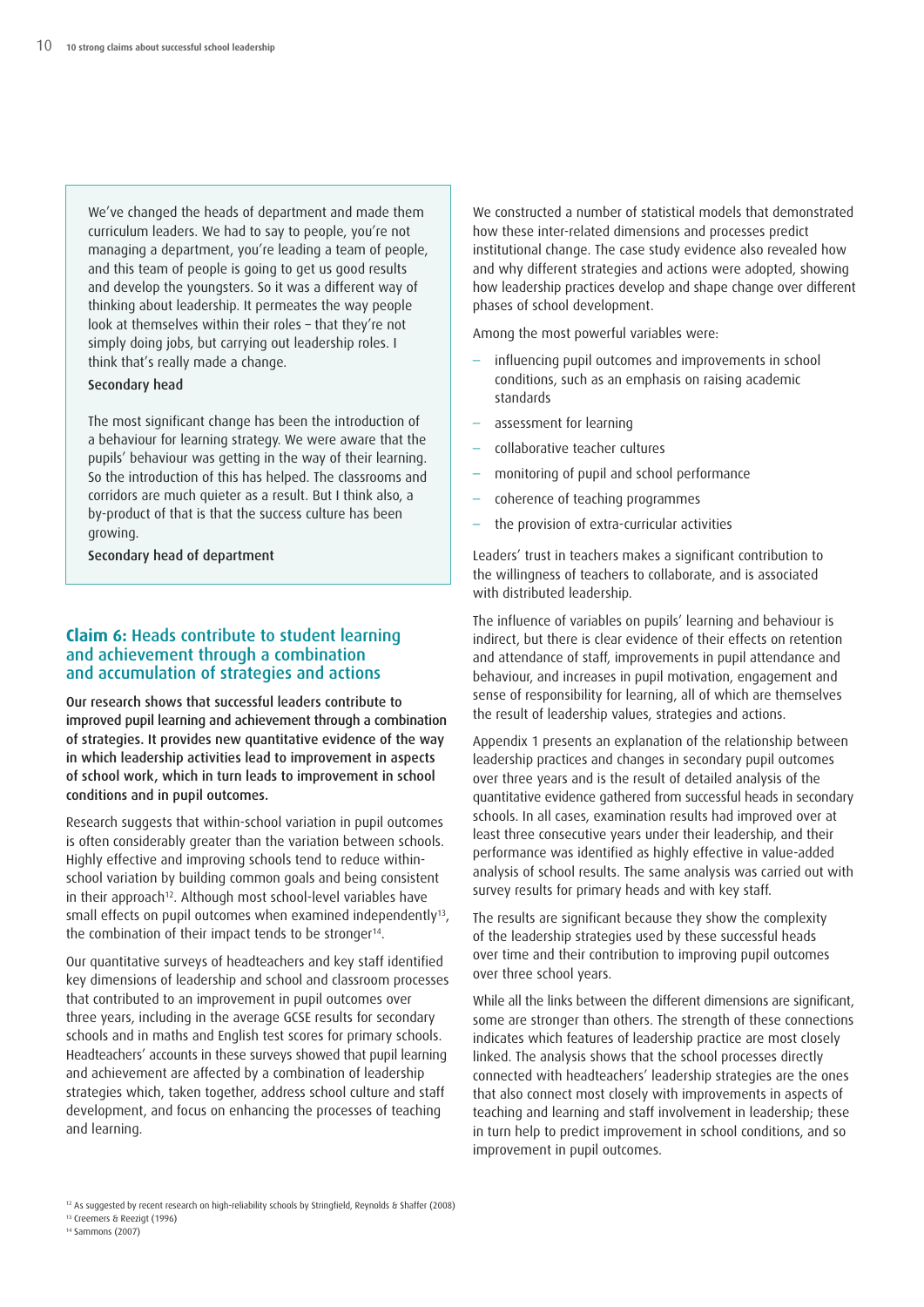We've changed the heads of department and made them curriculum leaders. We had to say to people, you're not managing a department, you're leading a team of people, and this team of people is going to get us good results and develop the youngsters. So it was a different way of thinking about leadership. It permeates the way people look at themselves within their roles – that they're not simply doing jobs, but carrying out leadership roles. I think that's really made a change.

Secondary head

The most significant change has been the introduction of a behaviour for learning strategy. We were aware that the pupils' behaviour was getting in the way of their learning. So the introduction of this has helped. The classrooms and corridors are much quieter as a result. But I think also, a by-product of that is that the success culture has been growing.

Secondary head of department

## Claim 6: Heads contribute to student learning and achievement through a combination and accumulation of strategies and actions

**Our research shows that successful leaders contribute to improved pupil learning and achievement through a combination of strategies. It provides new quantitative evidence of the way in which leadership activities lead to improvement in aspects of school work, which in turn leads to improvement in school conditions and in pupil outcomes.**

Research suggests that within-school variation in pupil outcomes is often considerably greater than the variation between schools. Highly effective and improving schools tend to reduce within-school variation by building common goals and being consistent in their approach[12]. Although most school-level variables have small effects on pupil outcomes when examined independently[13], the combination of their impact tends to be stronger[14].

Our quantitative surveys of headteachers and key staff identified key dimensions of leadership and school and classroom processes that contributed to an improvement in pupil outcomes over three years, including in the average GCSE results for secondary schools and in maths and English test scores for primary schools. Headteachers' accounts in these surveys showed that pupil learning and achievement are affected by a combination of leadership strategies which, taken together, address school culture and staff development, and focus on enhancing the processes of teaching and learning.

We constructed a number of statistical models that demonstrated how these inter-related dimensions and processes predict institutional change. The case study evidence also revealed how and why different strategies and actions were adopted, showing how leadership practices develop and shape change over different phases of school development.

Among the most powerful variables were:

- influencing pupil outcomes and improvements in school conditions, such as an emphasis on raising academic standards
- assessment for learning
- collaborative teacher cultures
- monitoring of pupil and school performance
- coherence of teaching programmes
- the provision of extra-curricular activities

Leaders' trust in teachers makes a significant contribution to the willingness of teachers to collaborate, and is associated with distributed leadership.

The influence of variables on pupils' learning and behaviour is indirect, but there is clear evidence of their effects on retention and attendance of staff, improvements in pupil attendance and behaviour, and increases in pupil motivation, engagement and sense of responsibility for learning, all of which are themselves the result of leadership values, strategies and actions.

Appendix 1 presents an explanation of the relationship between leadership practices and changes in secondary pupil outcomes over three years and is the result of detailed analysis of the quantitative evidence gathered from successful heads in secondary schools. In all cases, examination results had improved over at least three consecutive years under their leadership, and their performance was identified as highly effective in value-added analysis of school results. The same analysis was carried out with survey results for primary heads and with key staff.

The results are significant because they show the complexity of the leadership strategies used by these successful heads over time and their contribution to improving pupil outcomes over three school years.

While all the links between the different dimensions are significant, some are stronger than others. The strength of these connections indicates which features of leadership practice are most closely linked. The analysis shows that the school processes directly connected with headteachers' leadership strategies are the ones that also connect most closely with improvements in aspects of teaching and learning and staff involvement in leadership; these in turn help to predict improvement in school conditions, and so improvement in pupil outcomes.

[12] As suggested by recent research on high-reliability schools by Stringfield, Reynolds & Shaffer (2008)

[13] Creemers & Reezigt (1996)

[14] Sammons (2007)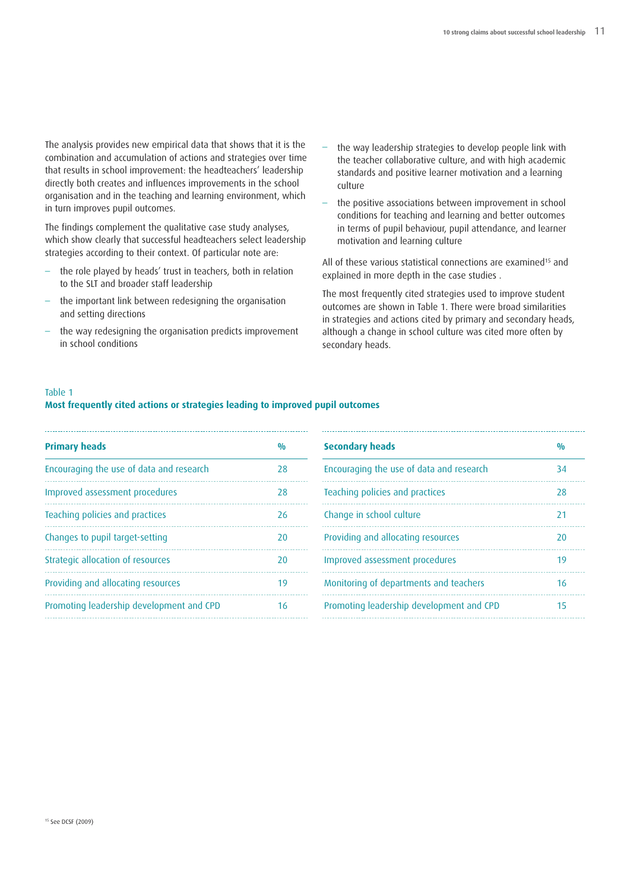The analysis provides new empirical data that shows that it is the combination and accumulation of actions and strategies over time that results in school improvement: the headteachers' leadership directly both creates and influences improvements in the school organisation and in the teaching and learning environment, which in turn improves pupil outcomes.

The findings complement the qualitative case study analyses, which show clearly that successful headteachers select leadership strategies according to their context. Of particular note are:

- the role played by heads' trust in teachers, both in relation to the SLT and broader staff leadership
- the important link between redesigning the organisation and setting directions
- the way redesigning the organisation predicts improvement in school conditions
- the way leadership strategies to develop people link with the teacher collaborative culture, and with high academic standards and positive learner motivation and a learning culture
- the positive associations between improvement in school conditions for teaching and learning and better outcomes in terms of pupil behaviour, pupil attendance, and learner motivation and learning culture

All of these various statistical connections are examined[15] and explained in more depth in the case studies .

The most frequently cited strategies used to improve student outcomes are shown in Table 1. There were broad similarities in strategies and actions cited by primary and secondary heads, although a change in school culture was cited more often by secondary heads.

Table 1
**Most frequently cited actions or strategies leading to improved pupil outcomes**

| Primary heads | % |
|---|---|
| Encouraging the use of data and research | 28 |
| Improved assessment procedures | 28 |
| Teaching policies and practices | 26 |
| Changes to pupil target-setting | 20 |
| Strategic allocation of resources | 20 |
| Providing and allocating resources | 19 |
| Promoting leadership development and CPD | 16 |

| Secondary heads | % |
|---|---|
| Encouraging the use of data and research | 34 |
| Teaching policies and practices | 28 |
| Change in school culture | 21 |
| Providing and allocating resources | 20 |
| Improved assessment procedures | 19 |
| Monitoring of departments and teachers | 16 |
| Promoting leadership development and CPD | 15 |

[15] See DCSF (2009)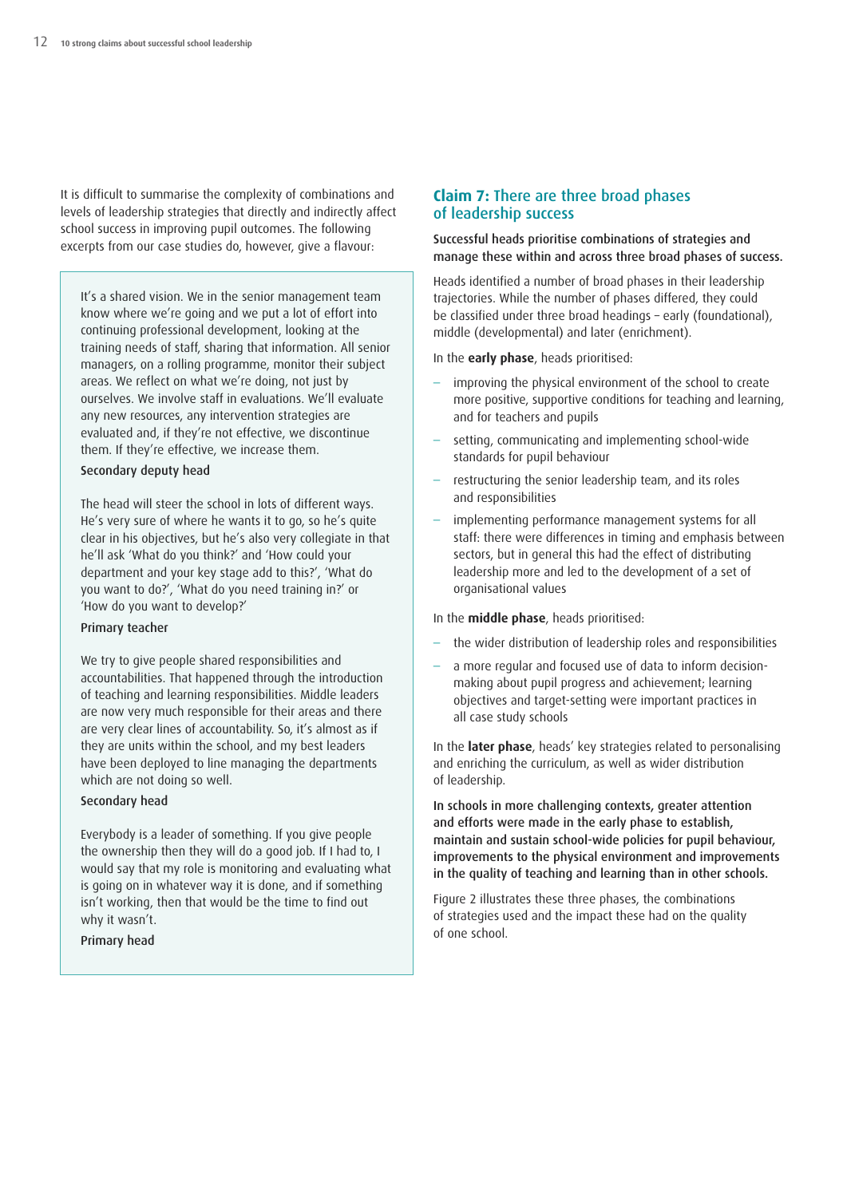It is difficult to summarise the complexity of combinations and levels of leadership strategies that directly and indirectly affect school success in improving pupil outcomes. The following excerpts from our case studies do, however, give a flavour:

> It's a shared vision. We in the senior management team know where we're going and we put a lot of effort into continuing professional development, looking at the training needs of staff, sharing that information. All senior managers, on a rolling programme, monitor their subject areas. We reflect on what we're doing, not just by ourselves. We involve staff in evaluations. We'll evaluate any new resources, any intervention strategies are evaluated and, if they're not effective, we discontinue them. If they're effective, we increase them.
>
> Secondary deputy head
>
> The head will steer the school in lots of different ways. He's very sure of where he wants it to go, so he's quite clear in his objectives, but he's also very collegiate in that he'll ask 'What do you think?' and 'How could your department and your key stage add to this?', 'What do you want to do?', 'What do you need training in?' or 'How do you want to develop?'
>
> Primary teacher
>
> We try to give people shared responsibilities and accountabilities. That happened through the introduction of teaching and learning responsibilities. Middle leaders are now very much responsible for their areas and there are very clear lines of accountability. So, it's almost as if they are units within the school, and my best leaders have been deployed to line managing the departments which are not doing so well.
>
> Secondary head
>
> Everybody is a leader of something. If you give people the ownership then they will do a good job. If I had to, I would say that my role is monitoring and evaluating what is going on in whatever way it is done, and if something isn't working, then that would be the time to find out why it wasn't.
>
> Primary head

## **Claim 7:** There are three broad phases of leadership success

**Successful heads prioritise combinations of strategies and manage these within and across three broad phases of success.**

Heads identified a number of broad phases in their leadership trajectories. While the number of phases differed, they could be classified under three broad headings – early (foundational), middle (developmental) and later (enrichment).

In the **early phase**, heads prioritised:

- improving the physical environment of the school to create more positive, supportive conditions for teaching and learning, and for teachers and pupils
- setting, communicating and implementing school-wide standards for pupil behaviour
- restructuring the senior leadership team, and its roles and responsibilities
- implementing performance management systems for all staff: there were differences in timing and emphasis between sectors, but in general this had the effect of distributing leadership more and led to the development of a set of organisational values

In the **middle phase**, heads prioritised:

- the wider distribution of leadership roles and responsibilities
- a more regular and focused use of data to inform decision-making about pupil progress and achievement; learning objectives and target-setting were important practices in all case study schools

In the **later phase**, heads' key strategies related to personalising and enriching the curriculum, as well as wider distribution of leadership.

**In schools in more challenging contexts, greater attention and efforts were made in the early phase to establish, maintain and sustain school-wide policies for pupil behaviour, improvements to the physical environment and improvements in the quality of teaching and learning than in other schools.**

Figure 2 illustrates these three phases, the combinations of strategies used and the impact these had on the quality of one school.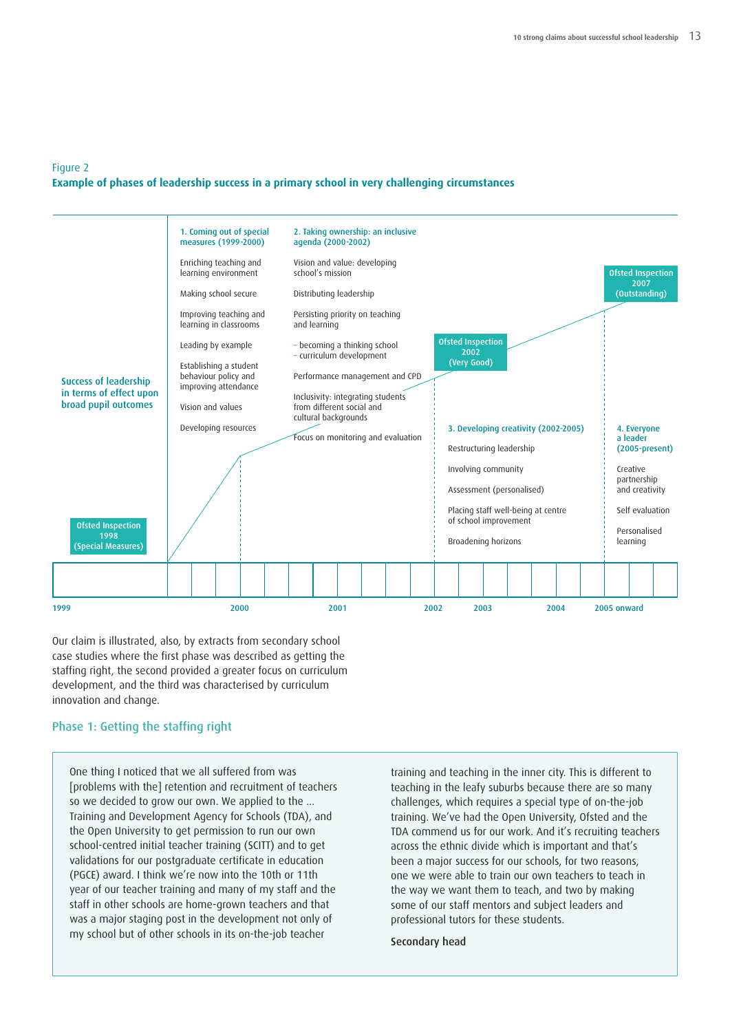Figure 2

**Example of phases of leadership success in a primary school in very challenging circumstances**

Success of leadership in terms of effect upon broad pupil outcomes

Ofsted Inspection 1998 (Special Measures)

**1. Coming out of special measures (1999-2000)**

Enriching teaching and learning environment

Making school secure

Improving teaching and learning in classrooms

Leading by example

Establishing a student behaviour policy and improving attendance

Vision and values

Developing resources

**2. Taking ownership: an inclusive agenda (2000-2002)**

Vision and value: developing school's mission

Distributing leadership

Persisting priority on teaching and learning

- becoming a thinking school
- curriculum development

Performance management and CPD

Inclusivity: integrating students from different social and cultural backgrounds

Focus on monitoring and evaluation

Ofsted Inspection 2002 (Very Good)

**3. Developing creativity (2002-2005)**

Restructuring leadership

Involving community

Assessment (personalised)

Placing staff well-being at centre of school improvement

Broadening horizons

Ofsted Inspection 2007 (Outstanding)

**4. Everyone a leader (2005-present)**

Creative partnership and creativity

Self evaluation

Personalised learning

1999 | 2000 | 2001 | 2002 | 2003 | 2004 | 2005 onward

Our claim is illustrated, also, by extracts from secondary school case studies where the first phase was described as getting the staffing right, the second provided a greater focus on curriculum development, and the third was characterised by curriculum innovation and change.

## Phase 1: Getting the staffing right

One thing I noticed that we all suffered from was [problems with the] retention and recruitment of teachers so we decided to grow our own. We applied to the … Training and Development Agency for Schools (TDA), and the Open University to get permission to run our own school-centred initial teacher training (SCITT) and to get validations for our postgraduate certificate in education (PGCE) award. I think we're now into the 10th or 11th year of our teacher training and many of my staff and the staff in other schools are home-grown teachers and that was a major staging post in the development not only of my school but of other schools in its on-the-job teacher training and teaching in the inner city. This is different to teaching in the leafy suburbs because there are so many challenges, which requires a special type of on-the-job training. We've had the Open University, Ofsted and the TDA commend us for our work. And it's recruiting teachers across the ethnic divide which is important and that's been a major success for our schools, for two reasons, one we were able to train our own teachers to teach in the way we want them to teach, and two by making some of our staff mentors and subject leaders and professional tutors for these students.

**Secondary head**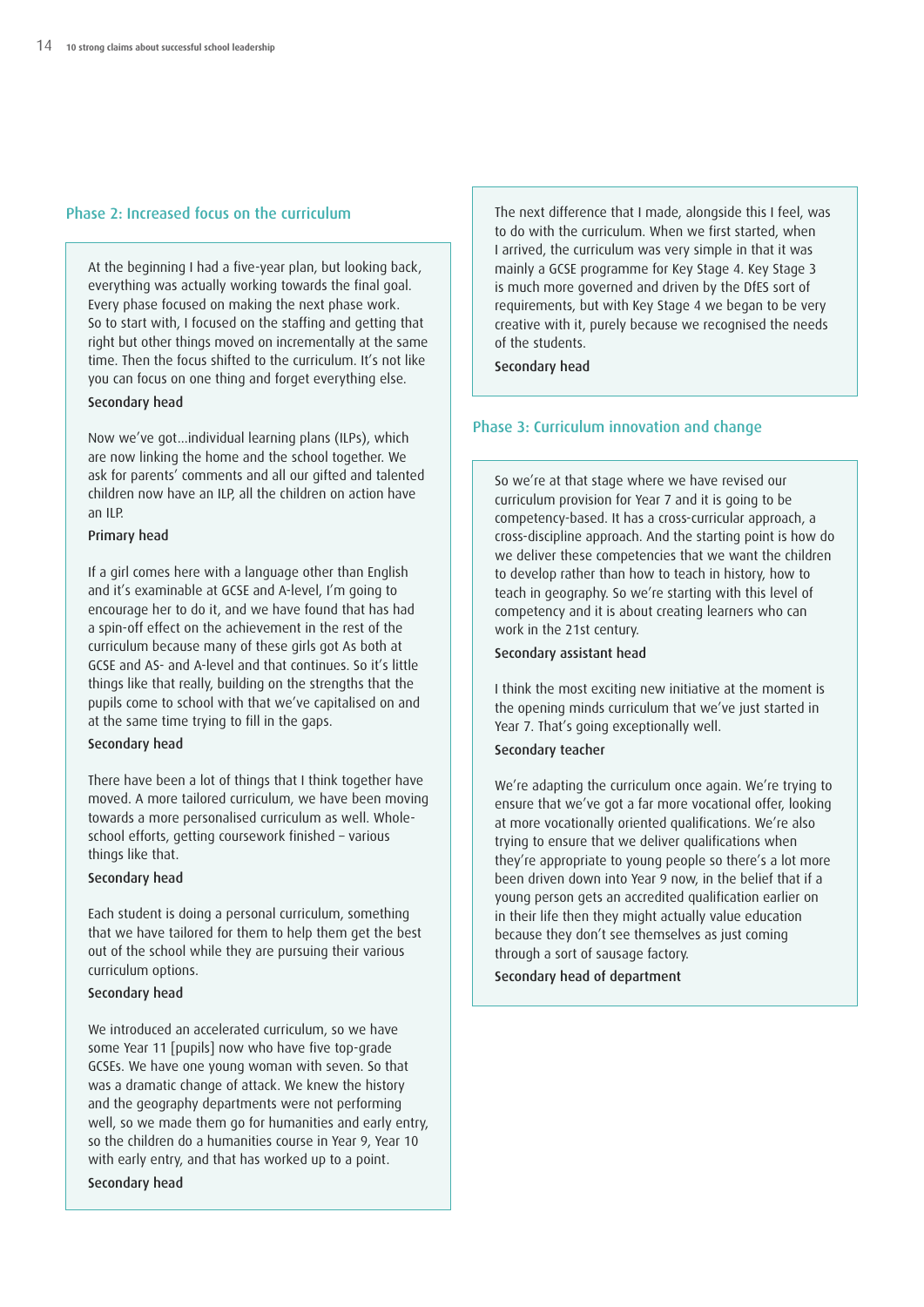## Phase 2: Increased focus on the curriculum

At the beginning I had a five-year plan, but looking back, everything was actually working towards the final goal. Every phase focused on making the next phase work. So to start with, I focused on the staffing and getting that right but other things moved on incrementally at the same time. Then the focus shifted to the curriculum. It's not like you can focus on one thing and forget everything else.

Secondary head

Now we've got...individual learning plans (ILPs), which are now linking the home and the school together. We ask for parents' comments and all our gifted and talented children now have an ILP, all the children on action have an ILP.

Primary head

If a girl comes here with a language other than English and it's examinable at GCSE and A-level, I'm going to encourage her to do it, and we have found that has had a spin-off effect on the achievement in the rest of the curriculum because many of these girls got As both at GCSE and AS- and A-level and that continues. So it's little things like that really, building on the strengths that the pupils come to school with that we've capitalised on and at the same time trying to fill in the gaps.

Secondary head

There have been a lot of things that I think together have moved. A more tailored curriculum, we have been moving towards a more personalised curriculum as well. Whole-school efforts, getting coursework finished – various things like that.

Secondary head

Each student is doing a personal curriculum, something that we have tailored for them to help them get the best out of the school while they are pursuing their various curriculum options.

Secondary head

We introduced an accelerated curriculum, so we have some Year 11 [pupils] now who have five top-grade GCSEs. We have one young woman with seven. So that was a dramatic change of attack. We knew the history and the geography departments were not performing well, so we made them go for humanities and early entry, so the children do a humanities course in Year 9, Year 10 with early entry, and that has worked up to a point.

Secondary head

The next difference that I made, alongside this I feel, was to do with the curriculum. When we first started, when I arrived, the curriculum was very simple in that it was mainly a GCSE programme for Key Stage 4. Key Stage 3 is much more governed and driven by the DfES sort of requirements, but with Key Stage 4 we began to be very creative with it, purely because we recognised the needs of the students.

Secondary head

## Phase 3: Curriculum innovation and change

So we're at that stage where we have revised our curriculum provision for Year 7 and it is going to be competency-based. It has a cross-curricular approach, a cross-discipline approach. And the starting point is how do we deliver these competencies that we want the children to develop rather than how to teach in history, how to teach in geography. So we're starting with this level of competency and it is about creating learners who can work in the 21st century.

Secondary assistant head

I think the most exciting new initiative at the moment is the opening minds curriculum that we've just started in Year 7. That's going exceptionally well.

Secondary teacher

We're adapting the curriculum once again. We're trying to ensure that we've got a far more vocational offer, looking at more vocationally oriented qualifications. We're also trying to ensure that we deliver qualifications when they're appropriate to young people so there's a lot more been driven down into Year 9 now, in the belief that if a young person gets an accredited qualification earlier on in their life then they might actually value education because they don't see themselves as just coming through a sort of sausage factory.

Secondary head of department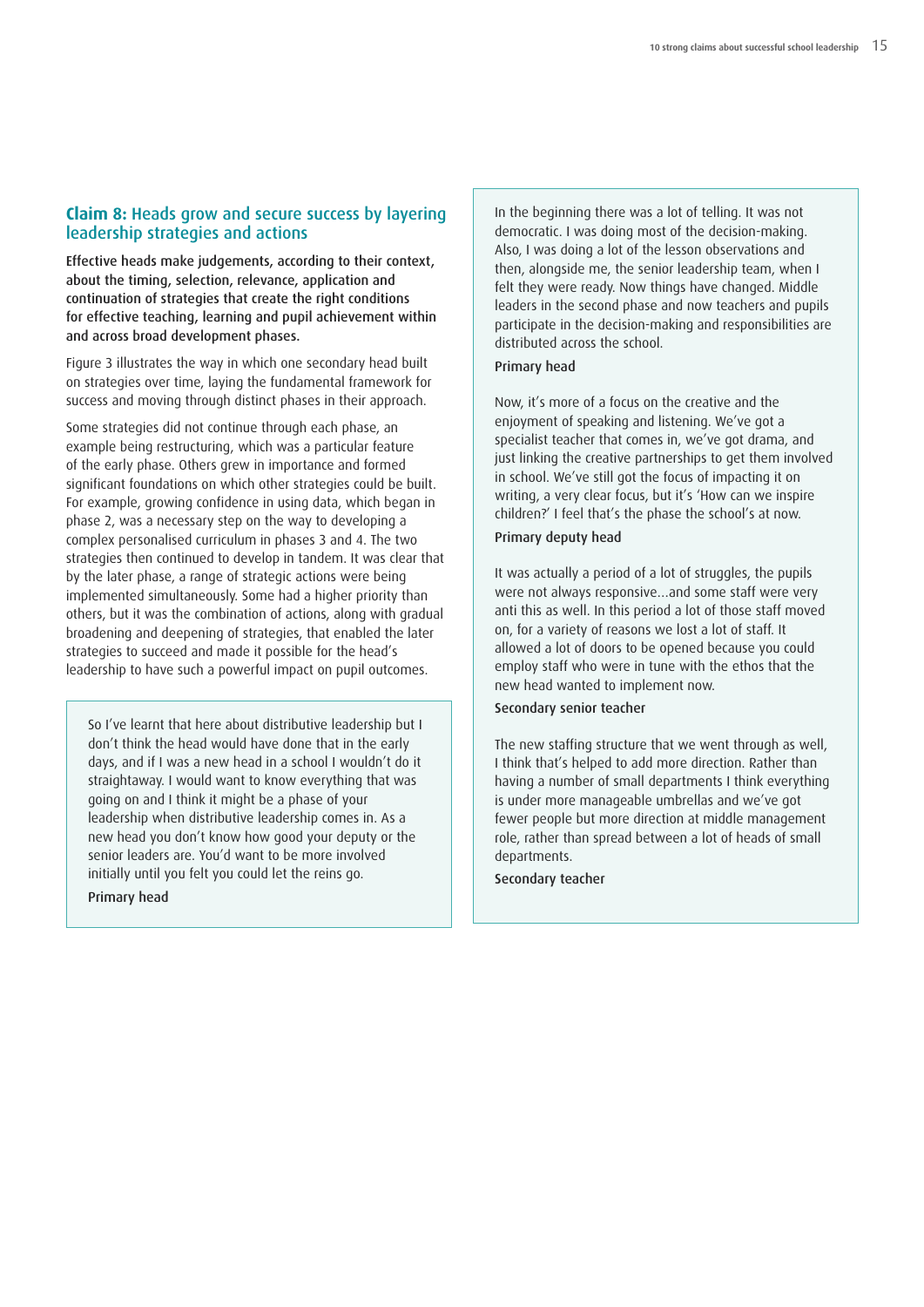## Claim 8: Heads grow and secure success by layering leadership strategies and actions

**Effective heads make judgements, according to their context, about the timing, selection, relevance, application and continuation of strategies that create the right conditions for effective teaching, learning and pupil achievement within and across broad development phases.**

Figure 3 illustrates the way in which one secondary head built on strategies over time, laying the fundamental framework for success and moving through distinct phases in their approach.

Some strategies did not continue through each phase, an example being restructuring, which was a particular feature of the early phase. Others grew in importance and formed significant foundations on which other strategies could be built. For example, growing confidence in using data, which began in phase 2, was a necessary step on the way to developing a complex personalised curriculum in phases 3 and 4. The two strategies then continued to develop in tandem. It was clear that by the later phase, a range of strategic actions were being implemented simultaneously. Some had a higher priority than others, but it was the combination of actions, along with gradual broadening and deepening of strategies, that enabled the later strategies to succeed and made it possible for the head's leadership to have such a powerful impact on pupil outcomes.

> So I've learnt that here about distributive leadership but I don't think the head would have done that in the early days, and if I was a new head in a school I wouldn't do it straightaway. I would want to know everything that was going on and I think it might be a phase of your leadership when distributive leadership comes in. As a new head you don't know how good your deputy or the senior leaders are. You'd want to be more involved initially until you felt you could let the reins go.
>
> **Primary head**

> In the beginning there was a lot of telling. It was not democratic. I was doing most of the decision-making. Also, I was doing a lot of the lesson observations and then, alongside me, the senior leadership team, when I felt they were ready. Now things have changed. Middle leaders in the second phase and now teachers and pupils participate in the decision-making and responsibilities are distributed across the school.
>
> **Primary head**
>
> Now, it's more of a focus on the creative and the enjoyment of speaking and listening. We've got a specialist teacher that comes in, we've got drama, and just linking the creative partnerships to get them involved in school. We've still got the focus of impacting it on writing, a very clear focus, but it's 'How can we inspire children?' I feel that's the phase the school's at now.
>
> **Primary deputy head**
>
> It was actually a period of a lot of struggles, the pupils were not always responsive...and some staff were very anti this as well. In this period a lot of those staff moved on, for a variety of reasons we lost a lot of staff. It allowed a lot of doors to be opened because you could employ staff who were in tune with the ethos that the new head wanted to implement now.
>
> **Secondary senior teacher**
>
> The new staffing structure that we went through as well, I think that's helped to add more direction. Rather than having a number of small departments I think everything is under more manageable umbrellas and we've got fewer people but more direction at middle management role, rather than spread between a lot of heads of small departments.
>
> **Secondary teacher**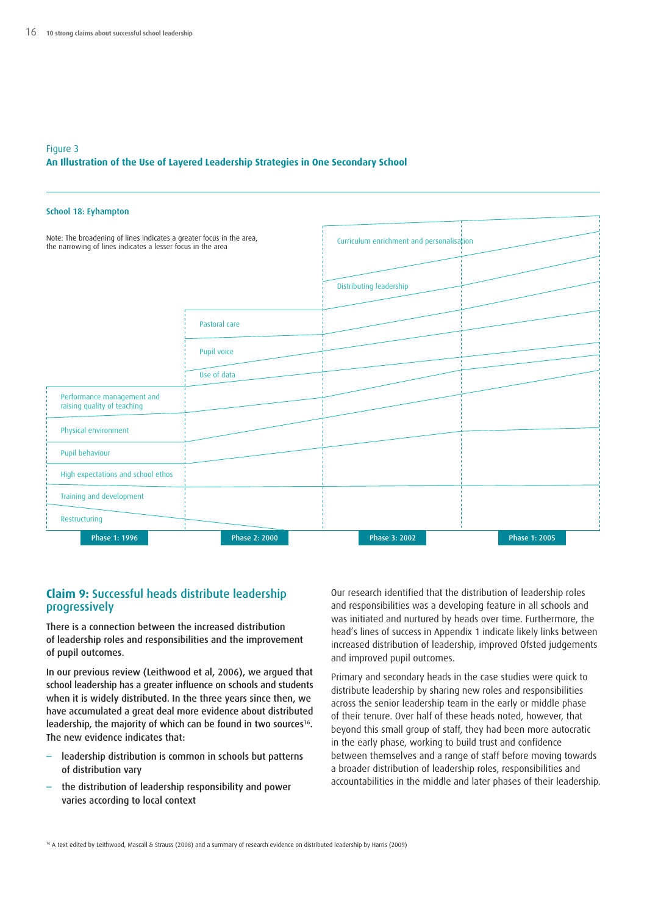Figure 3

**An Illustration of the Use of Layered Leadership Strategies in One Secondary School**

**School 18: Eyhampton**

Note: The broadening of lines indicates a greater focus in the area, the narrowing of lines indicates a lesser focus in the area

Curriculum enrichment and personalisation

Distributing leadership

Pastoral care

Pupil voice

Use of data

Performance management and raising quality of teaching

Physical environment

Pupil behaviour

High expectations and school ethos

Training and development

Restructuring

Phase 1: 1996 | Phase 2: 2000 | Phase 3: 2002 | Phase 1: 2005

## Claim 9: Successful heads distribute leadership progressively

There is a connection between the increased distribution of leadership roles and responsibilities and the improvement of pupil outcomes.

In our previous review (Leithwood et al, 2006), we argued that school leadership has a greater influence on schools and students when it is widely distributed. In the three years since then, we have accumulated a great deal more evidence about distributed leadership, the majority of which can be found in two sources[16]. The new evidence indicates that:

- leadership distribution is common in schools but patterns of distribution vary
- the distribution of leadership responsibility and power varies according to local context

Our research identified that the distribution of leadership roles and responsibilities was a developing feature in all schools and was initiated and nurtured by heads over time. Furthermore, the head's lines of success in Appendix 1 indicate likely links between increased distribution of leadership, improved Ofsted judgements and improved pupil outcomes.

Primary and secondary heads in the case studies were quick to distribute leadership by sharing new roles and responsibilities across the senior leadership team in the early or middle phase of their tenure. Over half of these heads noted, however, that beyond this small group of staff, they had been more autocratic in the early phase, working to build trust and confidence between themselves and a range of staff before moving towards a broader distribution of leadership roles, responsibilities and accountabilities in the middle and later phases of their leadership.

[16] A text edited by Leithwood, Mascall & Strauss (2008) and a summary of research evidence on distributed leadership by Harris (2009)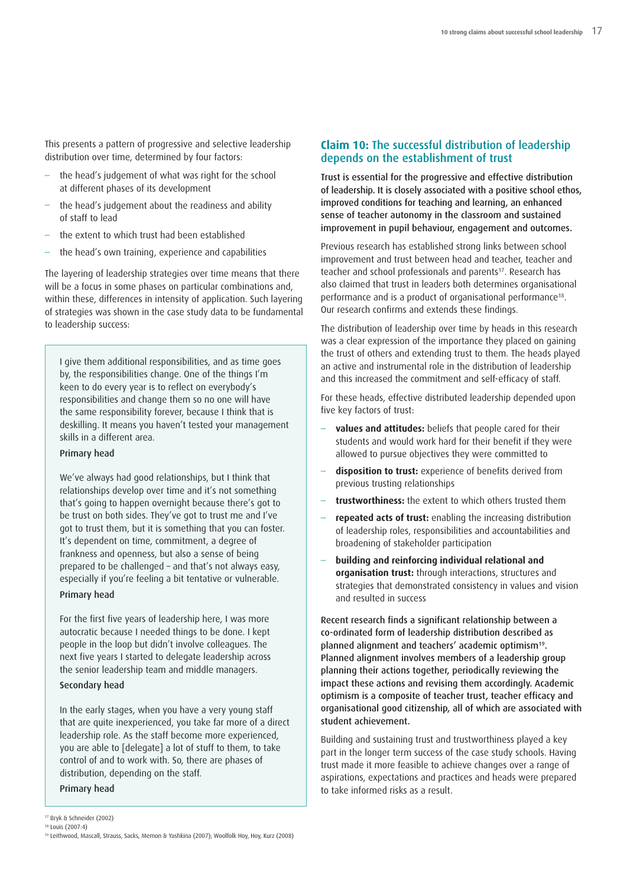This presents a pattern of progressive and selective leadership distribution over time, determined by four factors:

- the head's judgement of what was right for the school at different phases of its development
- the head's judgement about the readiness and ability of staff to lead
- the extent to which trust had been established
- the head's own training, experience and capabilities

The layering of leadership strategies over time means that there will be a focus in some phases on particular combinations and, within these, differences in intensity of application. Such layering of strategies was shown in the case study data to be fundamental to leadership success:

> I give them additional responsibilities, and as time goes by, the responsibilities change. One of the things I'm keen to do every year is to reflect on everybody's responsibilities and change them so no one will have the same responsibility forever, because I think that is deskilling. It means you haven't tested your management skills in a different area.
>
> Primary head
>
> We've always had good relationships, but I think that relationships develop over time and it's not something that's going to happen overnight because there's got to be trust on both sides. They've got to trust me and I've got to trust them, but it is something that you can foster. It's dependent on time, commitment, a degree of frankness and openness, but also a sense of being prepared to be challenged – and that's not always easy, especially if you're feeling a bit tentative or vulnerable.
>
> Primary head
>
> For the first five years of leadership here, I was more autocratic because I needed things to be done. I kept people in the loop but didn't involve colleagues. The next five years I started to delegate leadership across the senior leadership team and middle managers.
>
> Secondary head
>
> In the early stages, when you have a very young staff that are quite inexperienced, you take far more of a direct leadership role. As the staff become more experienced, you are able to [delegate] a lot of stuff to them, to take control of and to work with. So, there are phases of distribution, depending on the staff.
>
> Primary head

## Claim 10: The successful distribution of leadership depends on the establishment of trust

**Trust is essential for the progressive and effective distribution of leadership. It is closely associated with a positive school ethos, improved conditions for teaching and learning, an enhanced sense of teacher autonomy in the classroom and sustained improvement in pupil behaviour, engagement and outcomes.**

Previous research has established strong links between school improvement and trust between head and teacher, teacher and teacher and school professionals and parents[17]. Research has also claimed that trust in leaders both determines organisational performance and is a product of organisational performance[18]. Our research confirms and extends these findings.

The distribution of leadership over time by heads in this research was a clear expression of the importance they placed on gaining the trust of others and extending trust to them. The heads played an active and instrumental role in the distribution of leadership and this increased the commitment and self-efficacy of staff.

For these heads, effective distributed leadership depended upon five key factors of trust:

- **values and attitudes:** beliefs that people cared for their students and would work hard for their benefit if they were allowed to pursue objectives they were committed to
- **disposition to trust:** experience of benefits derived from previous trusting relationships
- **trustworthiness:** the extent to which others trusted them
- **repeated acts of trust:** enabling the increasing distribution of leadership roles, responsibilities and accountabilities and broadening of stakeholder participation
- **building and reinforcing individual relational and organisation trust:** through interactions, structures and strategies that demonstrated consistency in values and vision and resulted in success

**Recent research finds a significant relationship between a co-ordinated form of leadership distribution described as planned alignment and teachers' academic optimism[19]. Planned alignment involves members of a leadership group planning their actions together, periodically reviewing the impact these actions and revising them accordingly. Academic optimism is a composite of teacher trust, teacher efficacy and organisational good citizenship, all of which are associated with student achievement.**

Building and sustaining trust and trustworthiness played a key part in the longer term success of the case study schools. Having trust made it more feasible to achieve changes over a range of aspirations, expectations and practices and heads were prepared to take informed risks as a result.

[17] Bryk & Schneider (2002)
[18] Louis (2007:4)
[19] Leithwood, Mascall, Strauss, Sacks, Memon & Yashkina (2007); Woolfolk Hoy, Hoy, Kurz (2008)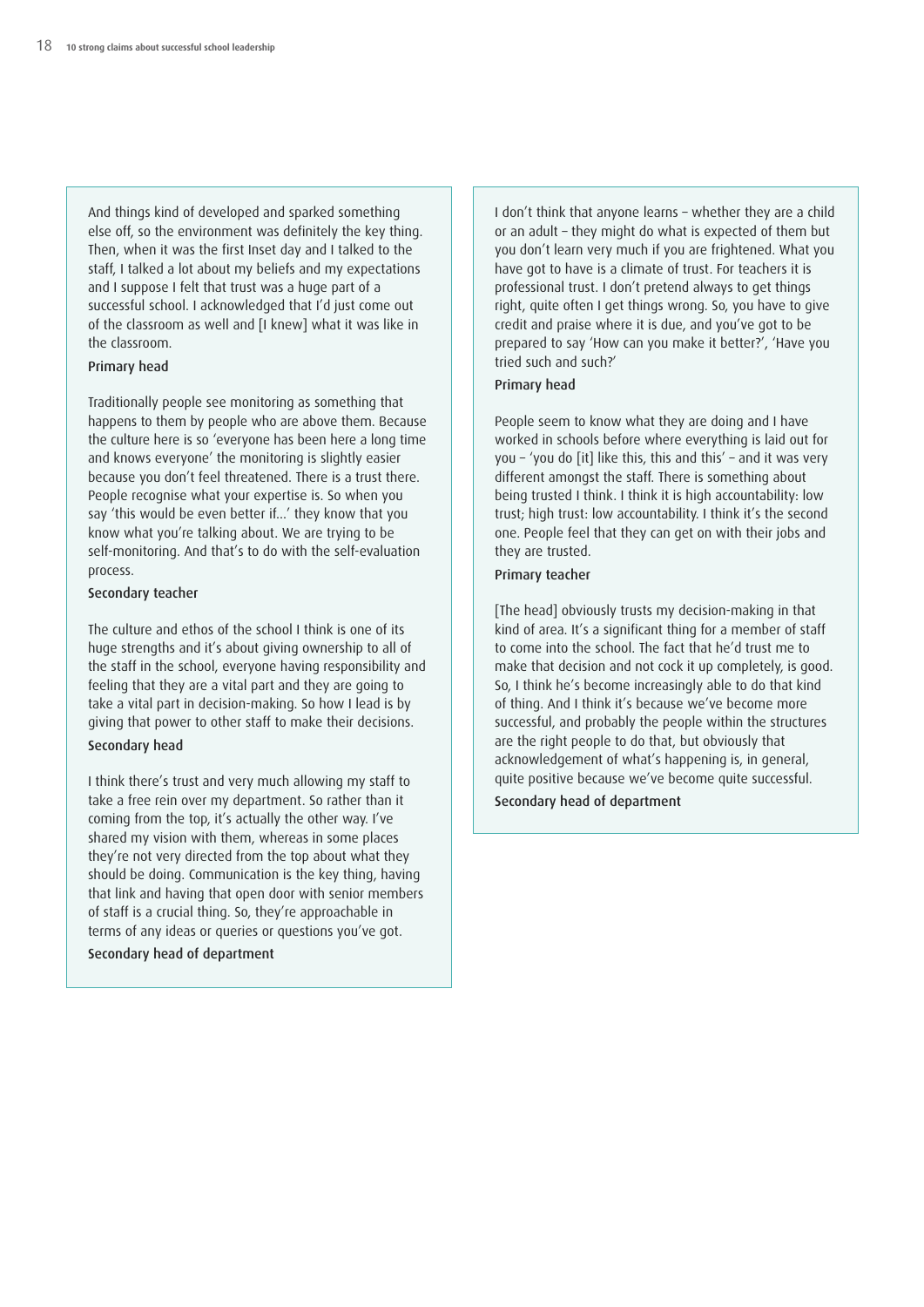And things kind of developed and sparked something else off, so the environment was definitely the key thing. Then, when it was the first Inset day and I talked to the staff, I talked a lot about my beliefs and my expectations and I suppose I felt that trust was a huge part of a successful school. I acknowledged that I'd just come out of the classroom as well and [I knew] what it was like in the classroom.

Primary head

Traditionally people see monitoring as something that happens to them by people who are above them. Because the culture here is so 'everyone has been here a long time and knows everyone' the monitoring is slightly easier because you don't feel threatened. There is a trust there. People recognise what your expertise is. So when you say 'this would be even better if…' they know that you know what you're talking about. We are trying to be self-monitoring. And that's to do with the self-evaluation process.

Secondary teacher

The culture and ethos of the school I think is one of its huge strengths and it's about giving ownership to all of the staff in the school, everyone having responsibility and feeling that they are a vital part and they are going to take a vital part in decision-making. So how I lead is by giving that power to other staff to make their decisions.

Secondary head

I think there's trust and very much allowing my staff to take a free rein over my department. So rather than it coming from the top, it's actually the other way. I've shared my vision with them, whereas in some places they're not very directed from the top about what they should be doing. Communication is the key thing, having that link and having that open door with senior members of staff is a crucial thing. So, they're approachable in terms of any ideas or queries or questions you've got.

Secondary head of department

I don't think that anyone learns – whether they are a child or an adult – they might do what is expected of them but you don't learn very much if you are frightened. What you have got to have is a climate of trust. For teachers it is professional trust. I don't pretend always to get things right, quite often I get things wrong. So, you have to give credit and praise where it is due, and you've got to be prepared to say 'How can you make it better?', 'Have you tried such and such?'

Primary head

People seem to know what they are doing and I have worked in schools before where everything is laid out for you – 'you do [it] like this, this and this' – and it was very different amongst the staff. There is something about being trusted I think. I think it is high accountability: low trust; high trust: low accountability. I think it's the second one. People feel that they can get on with their jobs and they are trusted.

Primary teacher

[The head] obviously trusts my decision-making in that kind of area. It's a significant thing for a member of staff to come into the school. The fact that he'd trust me to make that decision and not cock it up completely, is good. So, I think he's become increasingly able to do that kind of thing. And I think it's because we've become more successful, and probably the people within the structures are the right people to do that, but obviously that acknowledgement of what's happening is, in general, quite positive because we've become quite successful.

Secondary head of department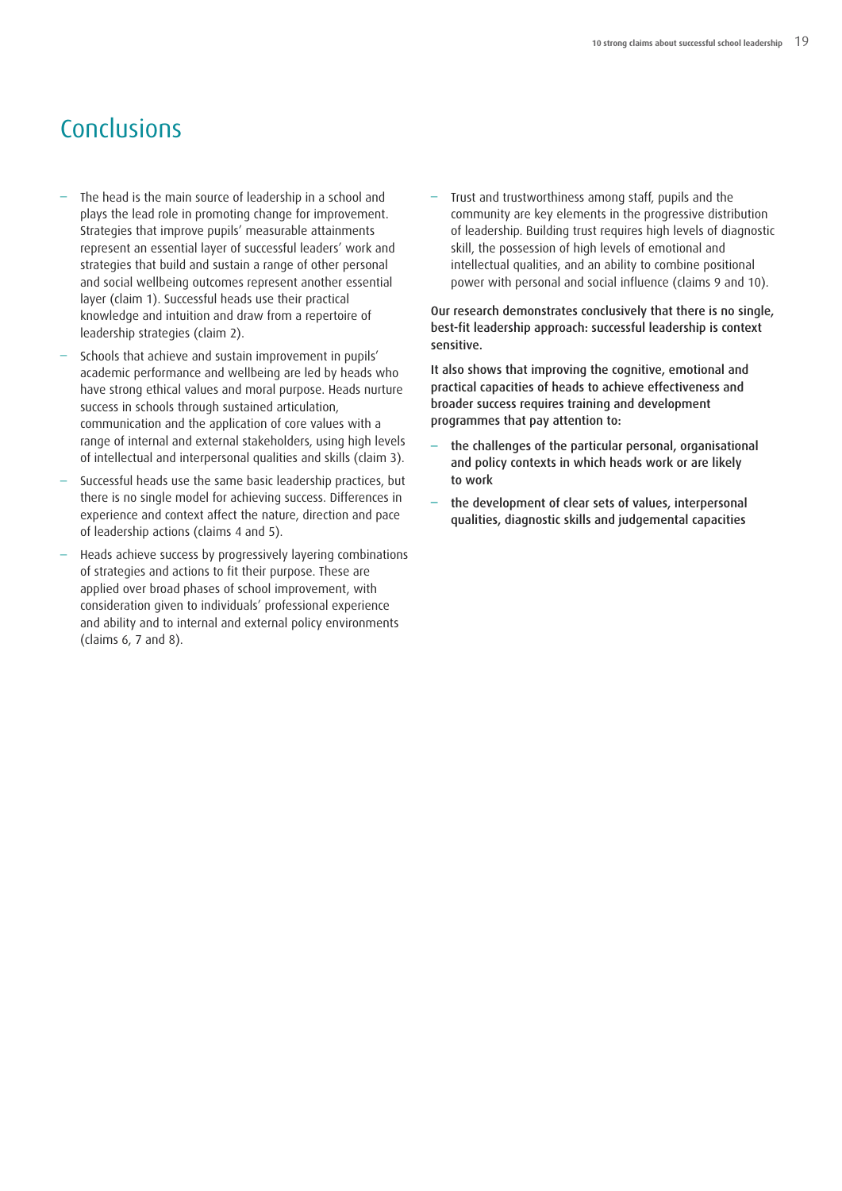# Conclusions

- The head is the main source of leadership in a school and plays the lead role in promoting change for improvement. Strategies that improve pupils' measurable attainments represent an essential layer of successful leaders' work and strategies that build and sustain a range of other personal and social wellbeing outcomes represent another essential layer (claim 1). Successful heads use their practical knowledge and intuition and draw from a repertoire of leadership strategies (claim 2).
- Schools that achieve and sustain improvement in pupils' academic performance and wellbeing are led by heads who have strong ethical values and moral purpose. Heads nurture success in schools through sustained articulation, communication and the application of core values with a range of internal and external stakeholders, using high levels of intellectual and interpersonal qualities and skills (claim 3).
- Successful heads use the same basic leadership practices, but there is no single model for achieving success. Differences in experience and context affect the nature, direction and pace of leadership actions (claims 4 and 5).
- Heads achieve success by progressively layering combinations of strategies and actions to fit their purpose. These are applied over broad phases of school improvement, with consideration given to individuals' professional experience and ability and to internal and external policy environments (claims 6, 7 and 8).
- Trust and trustworthiness among staff, pupils and the community are key elements in the progressive distribution of leadership. Building trust requires high levels of diagnostic skill, the possession of high levels of emotional and intellectual qualities, and an ability to combine positional power with personal and social influence (claims 9 and 10).

**Our research demonstrates conclusively that there is no single, best-fit leadership approach: successful leadership is context sensitive.**

**It also shows that improving the cognitive, emotional and practical capacities of heads to achieve effectiveness and broader success requires training and development programmes that pay attention to:**

- **the challenges of the particular personal, organisational and policy contexts in which heads work or are likely to work**
- **the development of clear sets of values, interpersonal qualities, diagnostic skills and judgemental capacities**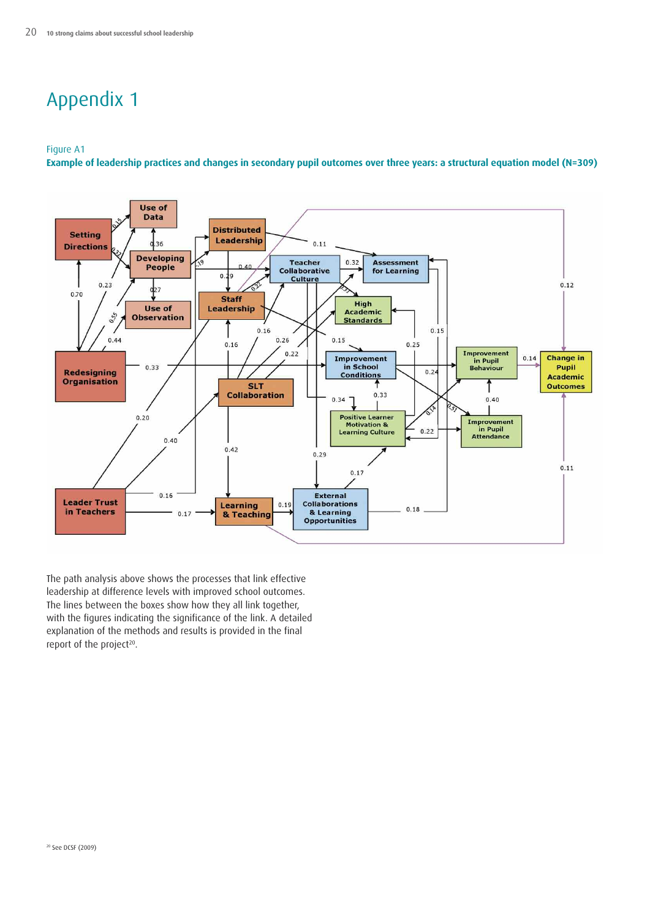# Appendix 1

Figure A1

**Example of leadership practices and changes in secondary pupil outcomes over three years: a structural equation model (N=309)**

The path analysis above shows the processes that link effective leadership at difference levels with improved school outcomes. The lines between the boxes show how they all link together, with the figures indicating the significance of the link. A detailed explanation of the methods and results is provided in the final report of the project[20].

[20] See DCSF (2009)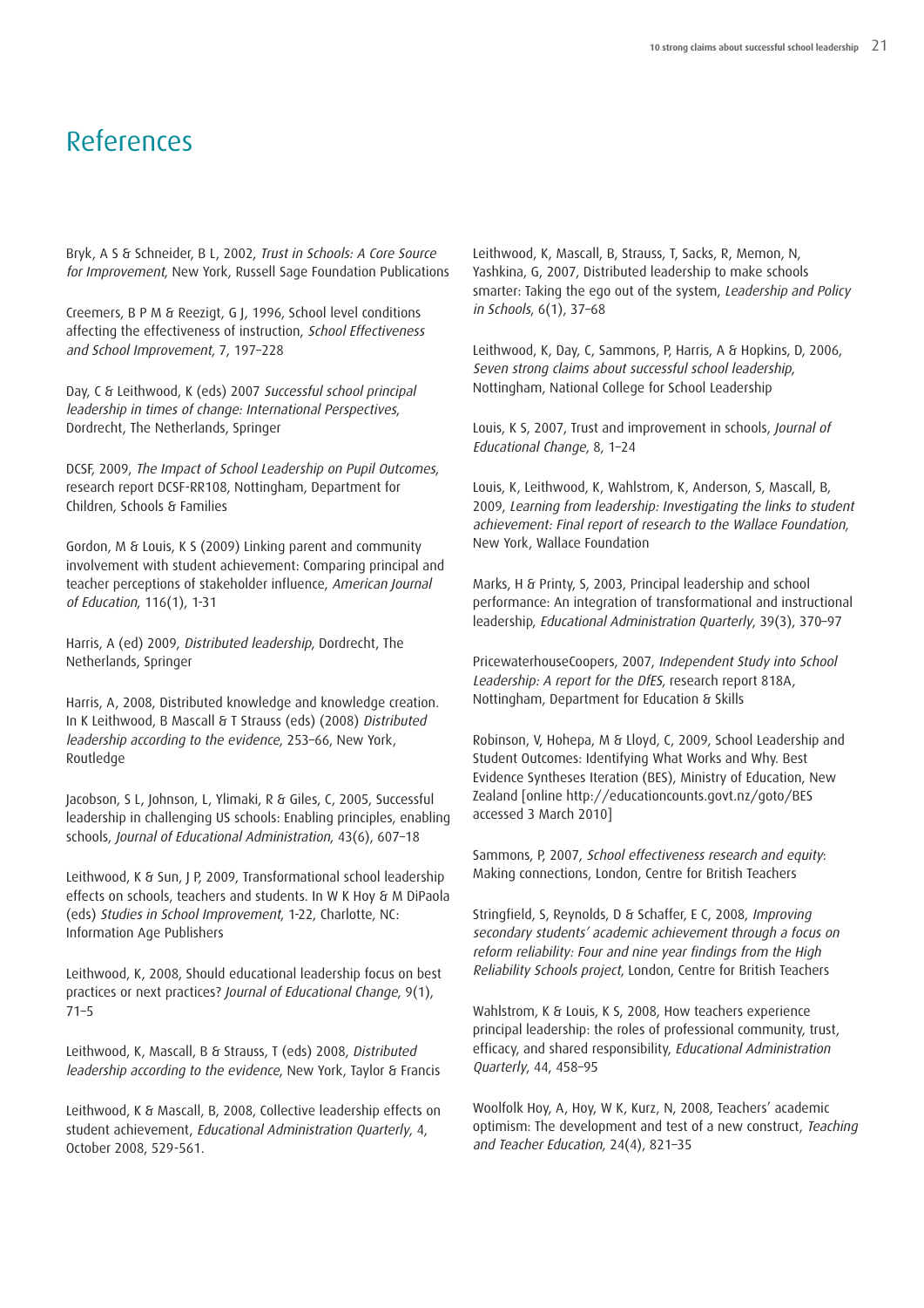# References

Bryk, A S & Schneider, B L, 2002, *Trust in Schools: A Core Source for Improvement*, New York, Russell Sage Foundation Publications

Creemers, B P M & Reezigt, G J, 1996, School level conditions affecting the effectiveness of instruction, *School Effectiveness and School Improvement*, 7, 197–228

Day, C & Leithwood, K (eds) 2007 *Successful school principal leadership in times of change: International Perspectives*, Dordrecht, The Netherlands, Springer

DCSF, 2009, *The Impact of School Leadership on Pupil Outcomes*, research report DCSF-RR108, Nottingham, Department for Children, Schools & Families

Gordon, M & Louis, K S (2009) Linking parent and community involvement with student achievement: Comparing principal and teacher perceptions of stakeholder influence, *American Journal of Education*, 116(1), 1-31

Harris, A (ed) 2009, *Distributed leadership*, Dordrecht, The Netherlands, Springer

Harris, A, 2008, Distributed knowledge and knowledge creation. In K Leithwood, B Mascall & T Strauss (eds) (2008) *Distributed leadership according to the evidence*, 253–66, New York, Routledge

Jacobson, S L, Johnson, L, Ylimaki, R & Giles, C, 2005, Successful leadership in challenging US schools: Enabling principles, enabling schools, *Journal of Educational Administration*, 43(6), 607–18

Leithwood, K & Sun, J P, 2009, Transformational school leadership effects on schools, teachers and students. In W K Hoy & M DiPaola (eds) *Studies in School Improvement*, 1-22, Charlotte, NC: Information Age Publishers

Leithwood, K, 2008, Should educational leadership focus on best practices or next practices? *Journal of Educational Change*, 9(1), 71–5

Leithwood, K, Mascall, B & Strauss, T (eds) 2008, *Distributed leadership according to the evidence*, New York, Taylor & Francis

Leithwood, K & Mascall, B, 2008, Collective leadership effects on student achievement, *Educational Administration Quarterly*, 4, October 2008, 529-561.

Leithwood, K, Mascall, B, Strauss, T, Sacks, R, Memon, N, Yashkina, G, 2007, Distributed leadership to make schools smarter: Taking the ego out of the system, *Leadership and Policy in Schools*, 6(1), 37–68

Leithwood, K, Day, C, Sammons, P, Harris, A & Hopkins, D, 2006, *Seven strong claims about successful school leadership*, Nottingham, National College for School Leadership

Louis, K S, 2007, Trust and improvement in schools, *Journal of Educational Change*, 8, 1–24

Louis, K, Leithwood, K, Wahlstrom, K, Anderson, S, Mascall, B, 2009, *Learning from leadership: Investigating the links to student achievement: Final report of research to the Wallace Foundation*, New York, Wallace Foundation

Marks, H & Printy, S, 2003, Principal leadership and school performance: An integration of transformational and instructional leadership, *Educational Administration Quarterly*, 39(3), 370–97

PricewaterhouseCoopers, 2007, *Independent Study into School Leadership: A report for the DfES*, research report 818A, Nottingham, Department for Education & Skills

Robinson, V, Hohepa, M & Lloyd, C, 2009, School Leadership and Student Outcomes: Identifying What Works and Why. Best Evidence Syntheses Iteration (BES), Ministry of Education, New Zealand [online http://educationcounts.govt.nz/goto/BES accessed 3 March 2010]

Sammons, P, 2007, *School effectiveness research and equity*: Making connections, London, Centre for British Teachers

Stringfield, S, Reynolds, D & Schaffer, E C, 2008, *Improving secondary students' academic achievement through a focus on reform reliability: Four and nine year findings from the High Reliability Schools project*, London, Centre for British Teachers

Wahlstrom, K & Louis, K S, 2008, How teachers experience principal leadership: the roles of professional community, trust, efficacy, and shared responsibility, *Educational Administration Quarterly*, 44, 458–95

Woolfolk Hoy, A, Hoy, W K, Kurz, N, 2008, Teachers' academic optimism: The development and test of a new construct, *Teaching and Teacher Education*, 24(4), 821–35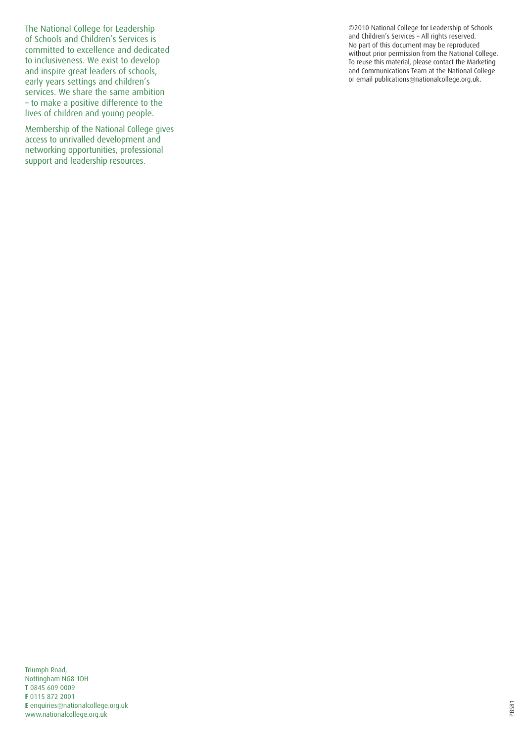The National College for Leadership of Schools and Children's Services is committed to excellence and dedicated to inclusiveness. We exist to develop and inspire great leaders of schools, early years settings and children's services. We share the same ambition – to make a positive difference to the lives of children and young people.

Membership of the National College gives access to unrivalled development and networking opportunities, professional support and leadership resources.

©2010 National College for Leadership of Schools and Children's Services – All rights reserved. No part of this document may be reproduced without prior permission from the National College. To reuse this material, please contact the Marketing and Communications Team at the National College or email publications@nationalcollege.org.uk.

Triumph Road,
Nottingham NG8 1DH
**T** 0845 609 0009
**F** 0115 872 2001
**E** enquiries@nationalcollege.org.uk
www.nationalcollege.org.uk

PB581